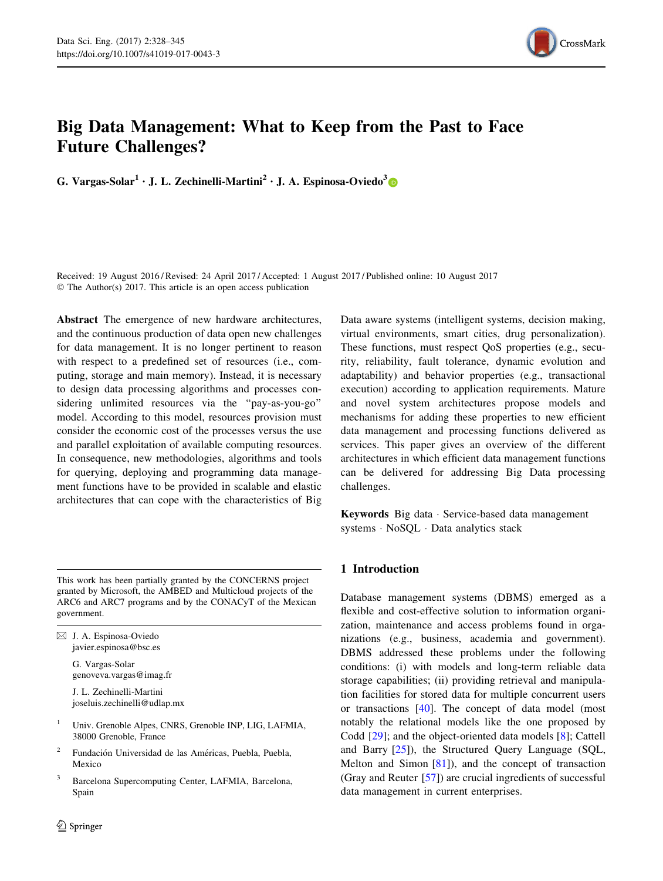# Big Data Management: What to Keep from the Past to Face Future Challenges?

G. Vargas-Solar[1] · J. L. Zechinelli-Martini[2] · J. A. Espinosa-Oviedo[3]

Received: 19 August 2016 / Revised: 24 April 2017 / Accepted: 1 August 2017 / Published online: 10 August 2017
© The Author(s) 2017. This article is an open access publication

**Abstract** The emergence of new hardware architectures, and the continuous production of data open new challenges for data management. It is no longer pertinent to reason with respect to a predefined set of resources (i.e., computing, storage and main memory). Instead, it is necessary to design data processing algorithms and processes considering unlimited resources via the "pay-as-you-go" model. According to this model, resources provision must consider the economic cost of the processes versus the use and parallel exploitation of available computing resources. In consequence, new methodologies, algorithms and tools for querying, deploying and programming data management functions have to be provided in scalable and elastic architectures that can cope with the characteristics of Big Data aware systems (intelligent systems, decision making, virtual environments, smart cities, drug personalization). These functions, must respect QoS properties (e.g., security, reliability, fault tolerance, dynamic evolution and adaptability) and behavior properties (e.g., transactional execution) according to application requirements. Mature and novel system architectures propose models and mechanisms for adding these properties to new efficient data management and processing functions delivered as services. This paper gives an overview of the different architectures in which efficient data management functions can be delivered for addressing Big Data processing challenges.

**Keywords** Big data · Service-based data management systems · NoSQL · Data analytics stack

This work has been partially granted by the CONCERNS project granted by Microsoft, the AMBED and Multicloud projects of the ARC6 and ARC7 programs and by the CONACyT of the Mexican government.

✉ J. A. Espinosa-Oviedo
javier.espinosa@bsc.es

G. Vargas-Solar
genoveva.vargas@imag.fr

J. L. Zechinelli-Martini
joseluis.zechinelli@udlap.mx

[1] Univ. Grenoble Alpes, CNRS, Grenoble INP, LIG, LAFMIA, 38000 Grenoble, France

[2] Fundación Universidad de las Américas, Puebla, Puebla, Mexico

[3] Barcelona Supercomputing Center, LAFMIA, Barcelona, Spain

## 1 Introduction

Database management systems (DBMS) emerged as a flexible and cost-effective solution to information organization, maintenance and access problems found in organizations (e.g., business, academia and government). DBMS addressed these problems under the following conditions: (i) with models and long-term reliable data storage capabilities; (ii) providing retrieval and manipulation facilities for stored data for multiple concurrent users or transactions [40]. The concept of data model (most notably the relational models like the one proposed by Codd [29]; and the object-oriented data models [8]; Cattell and Barry [25]), the Structured Query Language (SQL, Melton and Simon [81]), and the concept of transaction (Gray and Reuter [57]) are crucial ingredients of successful data management in current enterprises.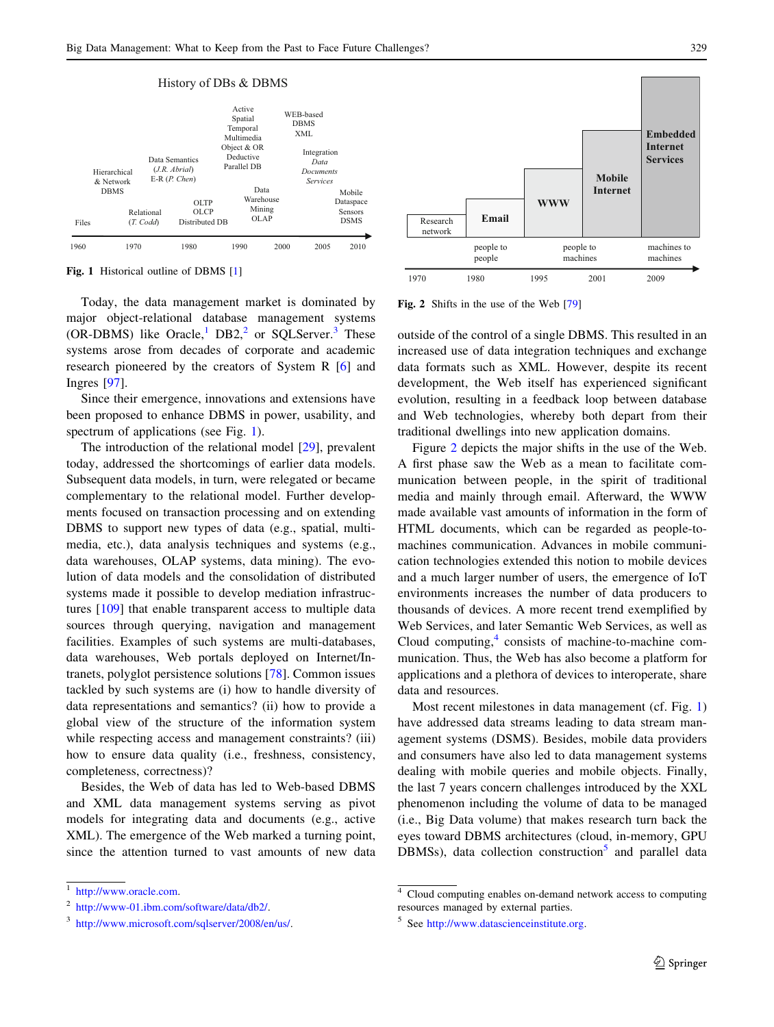History of DBs & DBMS

Files
Hierarchical & Network DBMS
Relational (*T. Codd*)
Data Semantics (*J.R. Abrial*) E-R (*P. Chen*)
OLTP OLCP Distributed DB
Active Spatial Temporal Multimedia Object & OR Deductive Parallel DB
Data Warehouse Mining OLAP
WEB-based DBMS XML
Integration *Data Documents Services*
Mobile Dataspace Sensors DSMS

1960 1970 1980 1990 2000 2005 2010

**Fig. 1** Historical outline of DBMS [1]

Research network
**Email**
**WWW**
**Mobile Internet**
**Embedded Internet Services**

people to people
people to machines
machines to machines

1970 1980 1995 2001 2009

**Fig. 2** Shifts in the use of the Web [79]

Today, the data management market is dominated by major object-relational database management systems (OR-DBMS) like Oracle,[1] DB2,[2] or SQLServer.[3] These systems arose from decades of corporate and academic research pioneered by the creators of System R [6] and Ingres [97].

Since their emergence, innovations and extensions have been proposed to enhance DBMS in power, usability, and spectrum of applications (see Fig. 1).

The introduction of the relational model [29], prevalent today, addressed the shortcomings of earlier data models. Subsequent data models, in turn, were relegated or became complementary to the relational model. Further developments focused on transaction processing and on extending DBMS to support new types of data (e.g., spatial, multimedia, etc.), data analysis techniques and systems (e.g., data warehouses, OLAP systems, data mining). The evolution of data models and the consolidation of distributed systems made it possible to develop mediation infrastructures [109] that enable transparent access to multiple data sources through querying, navigation and management facilities. Examples of such systems are multi-databases, data warehouses, Web portals deployed on Internet/Intranets, polyglot persistence solutions [78]. Common issues tackled by such systems are (i) how to handle diversity of data representations and semantics? (ii) how to provide a global view of the structure of the information system while respecting access and management constraints? (iii) how to ensure data quality (i.e., freshness, consistency, completeness, correctness)?

Besides, the Web of data has led to Web-based DBMS and XML data management systems serving as pivot models for integrating data and documents (e.g., active XML). The emergence of the Web marked a turning point, since the attention turned to vast amounts of new data outside of the control of a single DBMS. This resulted in an increased use of data integration techniques and exchange data formats such as XML. However, despite its recent development, the Web itself has experienced significant evolution, resulting in a feedback loop between database and Web technologies, whereby both depart from their traditional dwellings into new application domains.

Figure 2 depicts the major shifts in the use of the Web. A first phase saw the Web as a mean to facilitate communication between people, in the spirit of traditional media and mainly through email. Afterward, the WWW made available vast amounts of information in the form of HTML documents, which can be regarded as people-to-machines communication. Advances in mobile communication technologies extended this notion to mobile devices and a much larger number of users, the emergence of IoT environments increases the number of data producers to thousands of devices. A more recent trend exemplified by Web Services, and later Semantic Web Services, as well as Cloud computing,[4] consists of machine-to-machine communication. Thus, the Web has also become a platform for applications and a plethora of devices to interoperate, share data and resources.

Most recent milestones in data management (cf. Fig. 1) have addressed data streams leading to data stream management systems (DSMS). Besides, mobile data providers and consumers have also led to data management systems dealing with mobile queries and mobile objects. Finally, the last 7 years concern challenges introduced by the XXL phenomenon including the volume of data to be managed (i.e., Big Data volume) that makes research turn back the eyes toward DBMS architectures (cloud, in-memory, GPU DBMSs), data collection construction[5] and parallel data

[1] http://www.oracle.com.

[2] http://www-01.ibm.com/software/data/db2/.

[3] http://www.microsoft.com/sqlserver/2008/en/us/.

[4] Cloud computing enables on-demand network access to computing resources managed by external parties.

[5] See http://www.datascienceinstitute.org.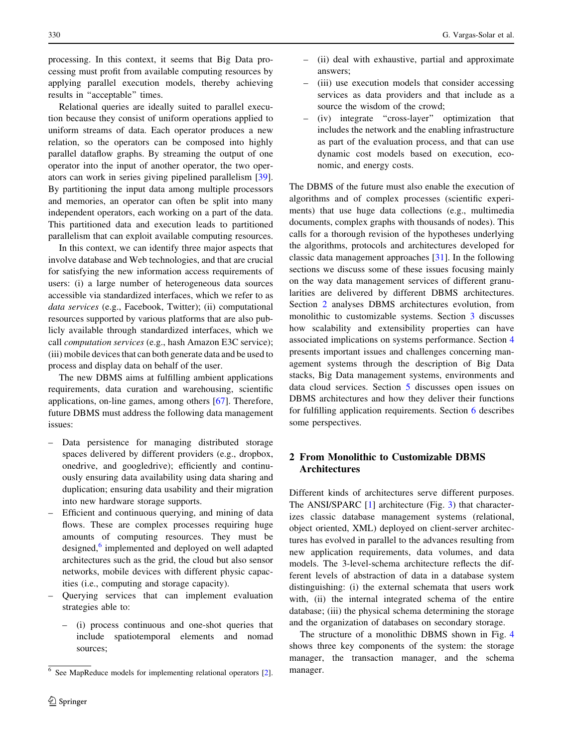processing. In this context, it seems that Big Data processing must profit from available computing resources by applying parallel execution models, thereby achieving results in "acceptable" times.

Relational queries are ideally suited to parallel execution because they consist of uniform operations applied to uniform streams of data. Each operator produces a new relation, so the operators can be composed into highly parallel dataflow graphs. By streaming the output of one operator into the input of another operator, the two operators can work in series giving pipelined parallelism [39]. By partitioning the input data among multiple processors and memories, an operator can often be split into many independent operators, each working on a part of the data. This partitioned data and execution leads to partitioned parallelism that can exploit available computing resources.

In this context, we can identify three major aspects that involve database and Web technologies, and that are crucial for satisfying the new information access requirements of users: (i) a large number of heterogeneous data sources accessible via standardized interfaces, which we refer to as *data services* (e.g., Facebook, Twitter); (ii) computational resources supported by various platforms that are also publicly available through standardized interfaces, which we call *computation services* (e.g., hash Amazon E3C service); (iii) mobile devices that can both generate data and be used to process and display data on behalf of the user.

The new DBMS aims at fulfilling ambient applications requirements, data curation and warehousing, scientific applications, on-line games, among others [67]. Therefore, future DBMS must address the following data management issues:

- Data persistence for managing distributed storage spaces delivered by different providers (e.g., dropbox, onedrive, and googledrive); efficiently and continuously ensuring data availability using data sharing and duplication; ensuring data usability and their migration into new hardware storage supports.
- Efficient and continuous querying, and mining of data flows. These are complex processes requiring huge amounts of computing resources. They must be designed,[6] implemented and deployed on well adapted architectures such as the grid, the cloud but also sensor networks, mobile devices with different physic capacities (i.e., computing and storage capacity).
- Querying services that can implement evaluation strategies able to:
  - (i) process continuous and one-shot queries that include spatiotemporal elements and nomad sources;
  - (ii) deal with exhaustive, partial and approximate answers;
  - (iii) use execution models that consider accessing services as data providers and that include as a source the wisdom of the crowd;
  - (iv) integrate "cross-layer" optimization that includes the network and the enabling infrastructure as part of the evaluation process, and that can use dynamic cost models based on execution, economic, and energy costs.

The DBMS of the future must also enable the execution of algorithms and of complex processes (scientific experiments) that use huge data collections (e.g., multimedia documents, complex graphs with thousands of nodes). This calls for a thorough revision of the hypotheses underlying the algorithms, protocols and architectures developed for classic data management approaches [31]. In the following sections we discuss some of these issues focusing mainly on the way data management services of different granularities are delivered by different DBMS architectures. Section 2 analyses DBMS architectures evolution, from monolithic to customizable systems. Section 3 discusses how scalability and extensibility properties can have associated implications on systems performance. Section 4 presents important issues and challenges concerning management systems through the description of Big Data stacks, Big Data management systems, environments and data cloud services. Section 5 discusses open issues on DBMS architectures and how they deliver their functions for fulfilling application requirements. Section 6 describes some perspectives.

## 2 From Monolithic to Customizable DBMS Architectures

Different kinds of architectures serve different purposes. The ANSI/SPARC [1] architecture (Fig. 3) that characterizes classic database management systems (relational, object oriented, XML) deployed on client-server architectures has evolved in parallel to the advances resulting from new application requirements, data volumes, and data models. The 3-level-schema architecture reflects the different levels of abstraction of data in a database system distinguishing: (i) the external schemata that users work with, (ii) the internal integrated schema of the entire database; (iii) the physical schema determining the storage and the organization of databases on secondary storage.

The structure of a monolithic DBMS shown in Fig. 4 shows three key components of the system: the storage manager, the transaction manager, and the schema manager.

---

[6] See MapReduce models for implementing relational operators [2].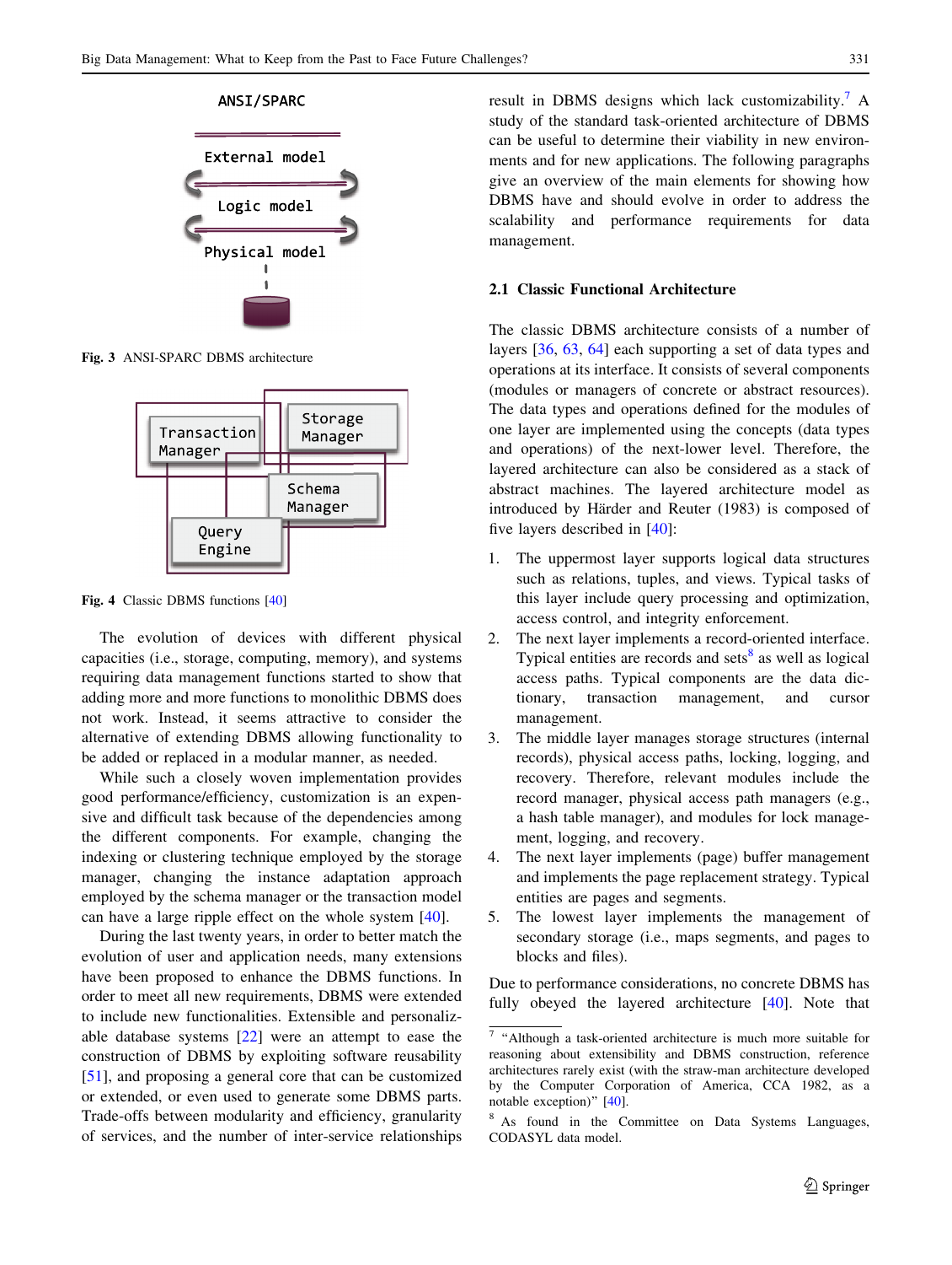ANSI/SPARC

External model

Logic model

Physical model

Fig. 3 ANSI-SPARC DBMS architecture

Transaction Manager

Storage Manager

Schema Manager

Query Engine

Fig. 4 Classic DBMS functions [40]

The evolution of devices with different physical capacities (i.e., storage, computing, memory), and systems requiring data management functions started to show that adding more and more functions to monolithic DBMS does not work. Instead, it seems attractive to consider the alternative of extending DBMS allowing functionality to be added or replaced in a modular manner, as needed.

While such a closely woven implementation provides good performance/efficiency, customization is an expensive and difficult task because of the dependencies among the different components. For example, changing the indexing or clustering technique employed by the storage manager, changing the instance adaptation approach employed by the schema manager or the transaction model can have a large ripple effect on the whole system [40].

During the last twenty years, in order to better match the evolution of user and application needs, many extensions have been proposed to enhance the DBMS functions. In order to meet all new requirements, DBMS were extended to include new functionalities. Extensible and personalizable database systems [22] were an attempt to ease the construction of DBMS by exploiting software reusability [51], and proposing a general core that can be customized or extended, or even used to generate some DBMS parts. Trade-offs between modularity and efficiency, granularity of services, and the number of inter-service relationships result in DBMS designs which lack customizability.[7] A study of the standard task-oriented architecture of DBMS can be useful to determine their viability in new environments and for new applications. The following paragraphs give an overview of the main elements for showing how DBMS have and should evolve in order to address the scalability and performance requirements for data management.

### 2.1 Classic Functional Architecture

The classic DBMS architecture consists of a number of layers [36, 63, 64] each supporting a set of data types and operations at its interface. It consists of several components (modules or managers of concrete or abstract resources). The data types and operations defined for the modules of one layer are implemented using the concepts (data types and operations) of the next-lower level. Therefore, the layered architecture can also be considered as a stack of abstract machines. The layered architecture model as introduced by Härder and Reuter (1983) is composed of five layers described in [40]:

1. The uppermost layer supports logical data structures such as relations, tuples, and views. Typical tasks of this layer include query processing and optimization, access control, and integrity enforcement.
2. The next layer implements a record-oriented interface. Typical entities are records and sets[8] as well as logical access paths. Typical components are the data dictionary, transaction management, and cursor management.
3. The middle layer manages storage structures (internal records), physical access paths, locking, logging, and recovery. Therefore, relevant modules include the record manager, physical access path managers (e.g., a hash table manager), and modules for lock management, logging, and recovery.
4. The next layer implements (page) buffer management and implements the page replacement strategy. Typical entities are pages and segments.
5. The lowest layer implements the management of secondary storage (i.e., maps segments, and pages to blocks and files).

Due to performance considerations, no concrete DBMS has fully obeyed the layered architecture [40]. Note that

---

[7] "Although a task-oriented architecture is much more suitable for reasoning about extensibility and DBMS construction, reference architectures rarely exist (with the straw-man architecture developed by the Computer Corporation of America, CCA 1982, as a notable exception)" [40].

[8] As found in the Committee on Data Systems Languages, CODASYL data model.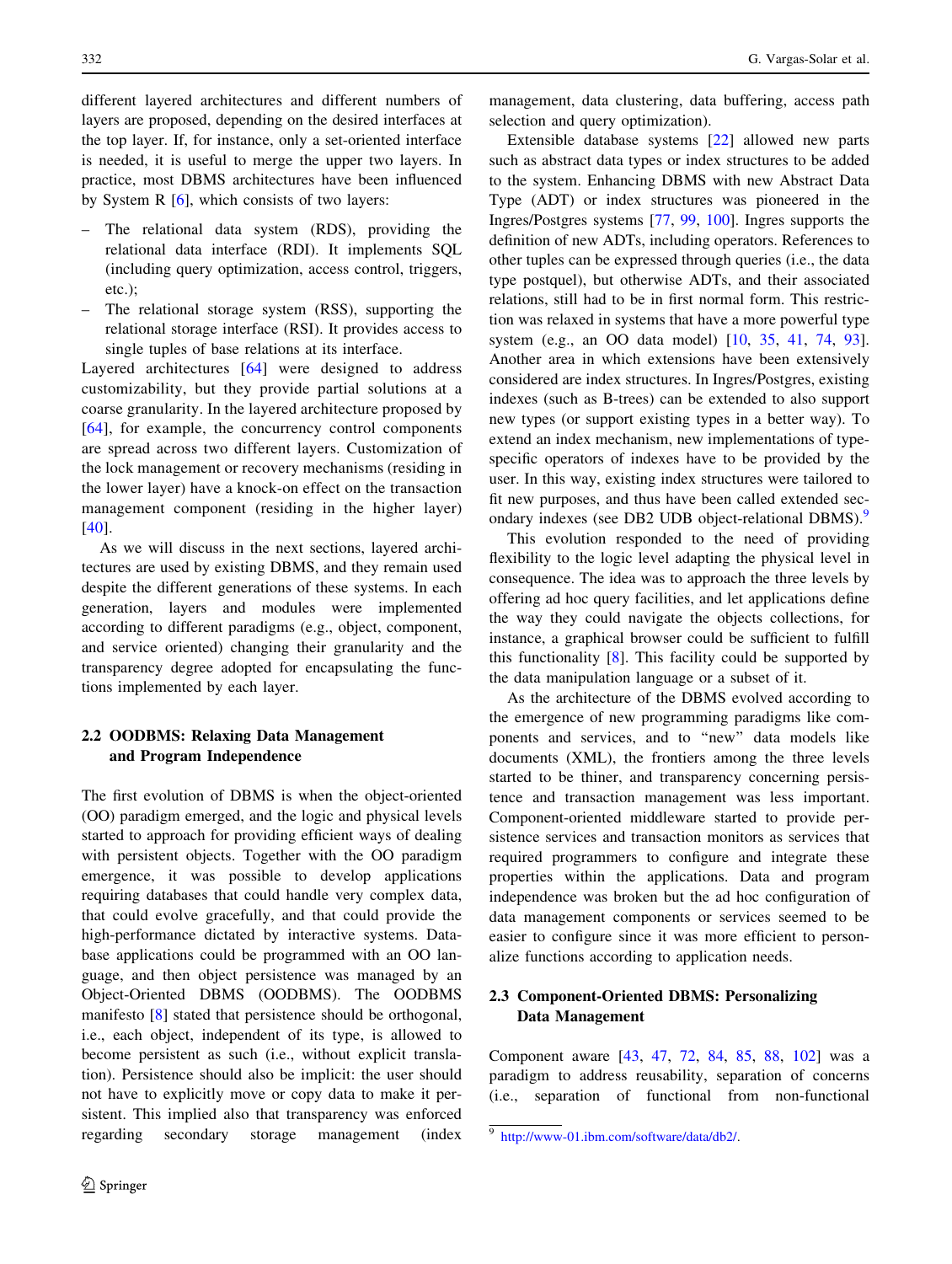different layered architectures and different numbers of layers are proposed, depending on the desired interfaces at the top layer. If, for instance, only a set-oriented interface is needed, it is useful to merge the upper two layers. In practice, most DBMS architectures have been influenced by System R [6], which consists of two layers:

- The relational data system (RDS), providing the relational data interface (RDI). It implements SQL (including query optimization, access control, triggers, etc.);
- The relational storage system (RSS), supporting the relational storage interface (RSI). It provides access to single tuples of base relations at its interface.

Layered architectures [64] were designed to address customizability, but they provide partial solutions at a coarse granularity. In the layered architecture proposed by [64], for example, the concurrency control components are spread across two different layers. Customization of the lock management or recovery mechanisms (residing in the lower layer) have a knock-on effect on the transaction management component (residing in the higher layer) [40].

As we will discuss in the next sections, layered architectures are used by existing DBMS, and they remain used despite the different generations of these systems. In each generation, layers and modules were implemented according to different paradigms (e.g., object, component, and service oriented) changing their granularity and the transparency degree adopted for encapsulating the functions implemented by each layer.

## 2.2 OODBMS: Relaxing Data Management and Program Independence

The first evolution of DBMS is when the object-oriented (OO) paradigm emerged, and the logic and physical levels started to approach for providing efficient ways of dealing with persistent objects. Together with the OO paradigm emergence, it was possible to develop applications requiring databases that could handle very complex data, that could evolve gracefully, and that could provide the high-performance dictated by interactive systems. Database applications could be programmed with an OO language, and then object persistence was managed by an Object-Oriented DBMS (OODBMS). The OODBMS manifesto [8] stated that persistence should be orthogonal, i.e., each object, independent of its type, is allowed to become persistent as such (i.e., without explicit translation). Persistence should also be implicit: the user should not have to explicitly move or copy data to make it persistent. This implied also that transparency was enforced regarding secondary storage management (index management, data clustering, data buffering, access path selection and query optimization).

Extensible database systems [22] allowed new parts such as abstract data types or index structures to be added to the system. Enhancing DBMS with new Abstract Data Type (ADT) or index structures was pioneered in the Ingres/Postgres systems [77, 99, 100]. Ingres supports the definition of new ADTs, including operators. References to other tuples can be expressed through queries (i.e., the data type postquel), but otherwise ADTs, and their associated relations, still had to be in first normal form. This restriction was relaxed in systems that have a more powerful type system (e.g., an OO data model) [10, 35, 41, 74, 93]. Another area in which extensions have been extensively considered are index structures. In Ingres/Postgres, existing indexes (such as B-trees) can be extended to also support new types (or support existing types in a better way). To extend an index mechanism, new implementations of type-specific operators of indexes have to be provided by the user. In this way, existing index structures were tailored to fit new purposes, and thus have been called extended secondary indexes (see DB2 UDB object-relational DBMS).[9]

This evolution responded to the need of providing flexibility to the logic level adapting the physical level in consequence. The idea was to approach the three levels by offering ad hoc query facilities, and let applications define the way they could navigate the objects collections, for instance, a graphical browser could be sufficient to fulfill this functionality [8]. This facility could be supported by the data manipulation language or a subset of it.

As the architecture of the DBMS evolved according to the emergence of new programming paradigms like components and services, and to "new" data models like documents (XML), the frontiers among the three levels started to be thiner, and transparency concerning persistence and transaction management was less important. Component-oriented middleware started to provide persistence services and transaction monitors as services that required programmers to configure and integrate these properties within the applications. Data and program independence was broken but the ad hoc configuration of data management components or services seemed to be easier to configure since it was more efficient to personalize functions according to application needs.

## 2.3 Component-Oriented DBMS: Personalizing Data Management

Component aware [43, 47, 72, 84, 85, 88, 102] was a paradigm to address reusability, separation of concerns (i.e., separation of functional from non-functional

[9] http://www-01.ibm.com/software/data/db2/.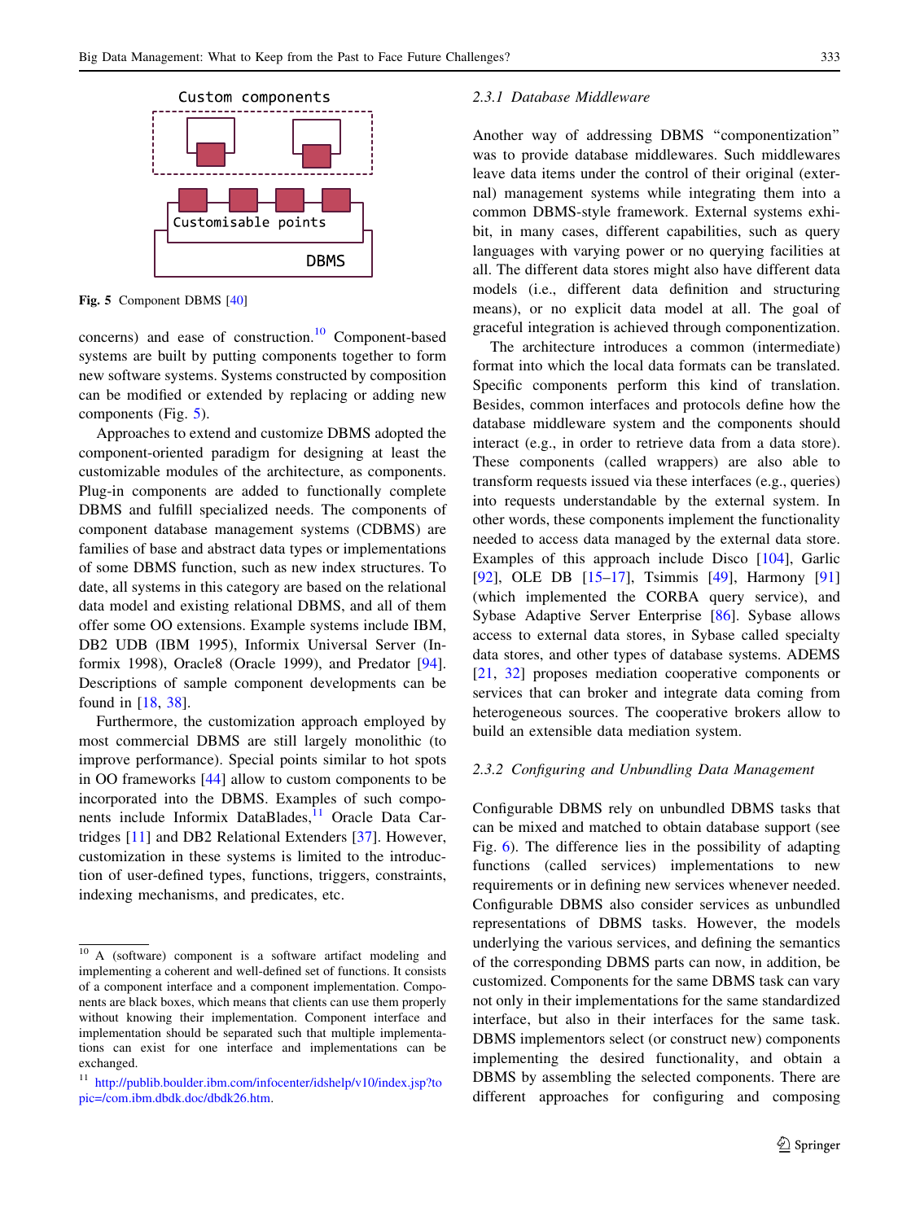Fig. 5 Component DBMS [40]

concerns) and ease of construction.[10] Component-based systems are built by putting components together to form new software systems. Systems constructed by composition can be modified or extended by replacing or adding new components (Fig. 5).

Approaches to extend and customize DBMS adopted the component-oriented paradigm for designing at least the customizable modules of the architecture, as components. Plug-in components are added to functionally complete DBMS and fulfill specialized needs. The components of component database management systems (CDBMS) are families of base and abstract data types or implementations of some DBMS function, such as new index structures. To date, all systems in this category are based on the relational data model and existing relational DBMS, and all of them offer some OO extensions. Example systems include IBM, DB2 UDB (IBM 1995), Informix Universal Server (Informix 1998), Oracle8 (Oracle 1999), and Predator [94]. Descriptions of sample component developments can be found in [18, 38].

Furthermore, the customization approach employed by most commercial DBMS are still largely monolithic (to improve performance). Special points similar to hot spots in OO frameworks [44] allow to custom components to be incorporated into the DBMS. Examples of such components include Informix DataBlades,[11] Oracle Data Cartridges [11] and DB2 Relational Extenders [37]. However, customization in these systems is limited to the introduction of user-defined types, functions, triggers, constraints, indexing mechanisms, and predicates, etc.

### 2.3.1 Database Middleware

Another way of addressing DBMS "componentization" was to provide database middlewares. Such middlewares leave data items under the control of their original (external) management systems while integrating them into a common DBMS-style framework. External systems exhibit, in many cases, different capabilities, such as query languages with varying power or no querying facilities at all. The different data stores might also have different data models (i.e., different data definition and structuring means), or no explicit data model at all. The goal of graceful integration is achieved through componentization.

The architecture introduces a common (intermediate) format into which the local data formats can be translated. Specific components perform this kind of translation. Besides, common interfaces and protocols define how the database middleware system and the components should interact (e.g., in order to retrieve data from a data store). These components (called wrappers) are also able to transform requests issued via these interfaces (e.g., queries) into requests understandable by the external system. In other words, these components implement the functionality needed to access data managed by the external data store. Examples of this approach include Disco [104], Garlic [92], OLE DB [15–17], Tsimmis [49], Harmony [91] (which implemented the CORBA query service), and Sybase Adaptive Server Enterprise [86]. Sybase allows access to external data stores, in Sybase called specialty data stores, and other types of database systems. ADEMS [21, 32] proposes mediation cooperative components or services that can broker and integrate data coming from heterogeneous sources. The cooperative brokers allow to build an extensible data mediation system.

### 2.3.2 Configuring and Unbundling Data Management

Configurable DBMS rely on unbundled DBMS tasks that can be mixed and matched to obtain database support (see Fig. 6). The difference lies in the possibility of adapting functions (called services) implementations to new requirements or in defining new services whenever needed. Configurable DBMS also consider services as unbundled representations of DBMS tasks. However, the models underlying the various services, and defining the semantics of the corresponding DBMS parts can now, in addition, be customized. Components for the same DBMS task can vary not only in their implementations for the same standardized interface, but also in their interfaces for the same task. DBMS implementors select (or construct new) components implementing the desired functionality, and obtain a DBMS by assembling the selected components. There are different approaches for configuring and composing

---

[10] A (software) component is a software artifact modeling and implementing a coherent and well-defined set of functions. It consists of a component interface and a component implementation. Components are black boxes, which means that clients can use them properly without knowing their implementation. Component interface and implementation should be separated such that multiple implementations can exist for one interface and implementations can be exchanged.

[11] http://publib.boulder.ibm.com/infocenter/idshelp/v10/index.jsp?topic=/com.ibm.dbdk.doc/dbdk26.htm.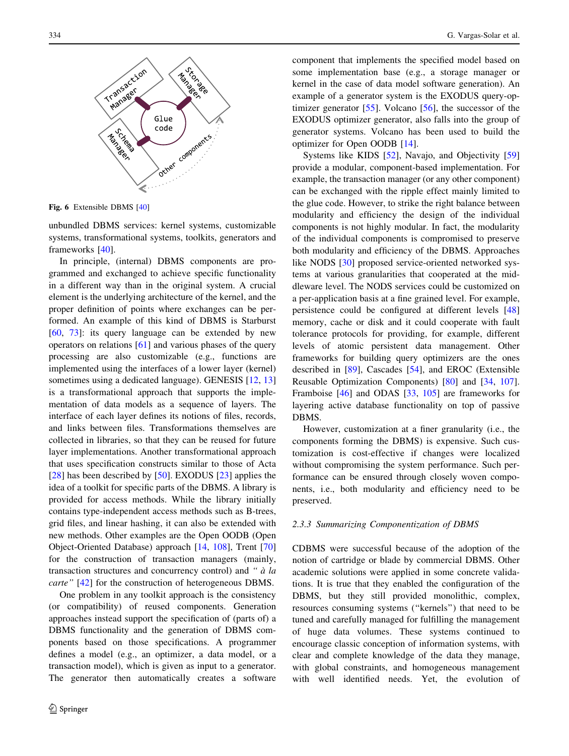Fig. 6 Extensible DBMS [40]

unbundled DBMS services: kernel systems, customizable systems, transformational systems, toolkits, generators and frameworks [40].

In principle, (internal) DBMS components are programmed and exchanged to achieve specific functionality in a different way than in the original system. A crucial element is the underlying architecture of the kernel, and the proper definition of points where exchanges can be performed. An example of this kind of DBMS is Starburst [60, 73]: its query language can be extended by new operators on relations [61] and various phases of the query processing are also customizable (e.g., functions are implemented using the interfaces of a lower layer (kernel) sometimes using a dedicated language). GENESIS [12, 13] is a transformational approach that supports the implementation of data models as a sequence of layers. The interface of each layer defines its notions of files, records, and links between files. Transformations themselves are collected in libraries, so that they can be reused for future layer implementations. Another transformational approach that uses specification constructs similar to those of Acta [28] has been described by [50]. EXODUS [23] applies the idea of a toolkit for specific parts of the DBMS. A library is provided for access methods. While the library initially contains type-independent access methods such as B-trees, grid files, and linear hashing, it can also be extended with new methods. Other examples are the Open OODB (Open Object-Oriented Database) approach [14, 108], Trent [70] for the construction of transaction managers (mainly, transaction structures and concurrency control) and *" à la carte"* [42] for the construction of heterogeneous DBMS.

One problem in any toolkit approach is the consistency (or compatibility) of reused components. Generation approaches instead support the specification of (parts of) a DBMS functionality and the generation of DBMS components based on those specifications. A programmer defines a model (e.g., an optimizer, a data model, or a transaction model), which is given as input to a generator. The generator then automatically creates a software component that implements the specified model based on some implementation base (e.g., a storage manager or kernel in the case of data model software generation). An example of a generator system is the EXODUS query-optimizer generator [55]. Volcano [56], the successor of the EXODUS optimizer generator, also falls into the group of generator systems. Volcano has been used to build the optimizer for Open OODB [14].

Systems like KIDS [52], Navajo, and Objectivity [59] provide a modular, component-based implementation. For example, the transaction manager (or any other component) can be exchanged with the ripple effect mainly limited to the glue code. However, to strike the right balance between modularity and efficiency the design of the individual components is not highly modular. In fact, the modularity of the individual components is compromised to preserve both modularity and efficiency of the DBMS. Approaches like NODS [30] proposed service-oriented networked systems at various granularities that cooperated at the middleware level. The NODS services could be customized on a per-application basis at a fine grained level. For example, persistence could be configured at different levels [48] memory, cache or disk and it could cooperate with fault tolerance protocols for providing, for example, different levels of atomic persistent data management. Other frameworks for building query optimizers are the ones described in [89], Cascades [54], and EROC (Extensible Reusable Optimization Components) [80] and [34, 107]. Framboise [46] and ODAS [33, 105] are frameworks for layering active database functionality on top of passive DBMS.

However, customization at a finer granularity (i.e., the components forming the DBMS) is expensive. Such customization is cost-effective if changes were localized without compromising the system performance. Such performance can be ensured through closely woven components, i.e., both modularity and efficiency need to be preserved.

### 2.3.3 Summarizing Componentization of DBMS

CDBMS were successful because of the adoption of the notion of cartridge or blade by commercial DBMS. Other academic solutions were applied in some concrete validations. It is true that they enabled the configuration of the DBMS, but they still provided monolithic, complex, resources consuming systems ("kernels") that need to be tuned and carefully managed for fulfilling the management of huge data volumes. These systems continued to encourage classic conception of information systems, with clear and complete knowledge of the data they manage, with global constraints, and homogeneous management with well identified needs. Yet, the evolution of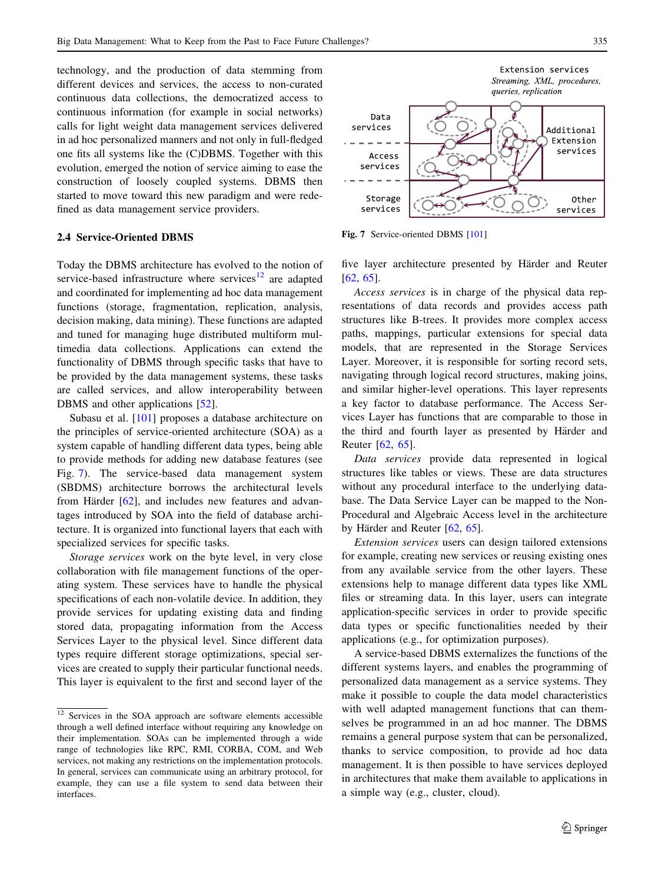technology, and the production of data stemming from different devices and services, the access to non-curated continuous data collections, the democratized access to continuous information (for example in social networks) calls for light weight data management services delivered in ad hoc personalized manners and not only in full-fledged one fits all systems like the (C)DBMS. Together with this evolution, emerged the notion of service aiming to ease the construction of loosely coupled systems. DBMS then started to move toward this new paradigm and were redefined as data management service providers.

### 2.4 Service-Oriented DBMS

Today the DBMS architecture has evolved to the notion of service-based infrastructure where services[12] are adapted and coordinated for implementing ad hoc data management functions (storage, fragmentation, replication, analysis, decision making, data mining). These functions are adapted and tuned for managing huge distributed multiform multimedia data collections. Applications can extend the functionality of DBMS through specific tasks that have to be provided by the data management systems, these tasks are called services, and allow interoperability between DBMS and other applications [52].

Subasu et al. [101] proposes a database architecture on the principles of service-oriented architecture (SOA) as a system capable of handling different data types, being able to provide methods for adding new database features (see Fig. 7). The service-based data management system (SBDMS) architecture borrows the architectural levels from Härder [62], and includes new features and advantages introduced by SOA into the field of database architecture. It is organized into functional layers that each with specialized services for specific tasks.

*Storage services* work on the byte level, in very close collaboration with file management functions of the operating system. These services have to handle the physical specifications of each non-volatile device. In addition, they provide services for updating existing data and finding stored data, propagating information from the Access Services Layer to the physical level. Since different data types require different storage optimizations, special services are created to supply their particular functional needs. This layer is equivalent to the first and second layer of the five layer architecture presented by Härder and Reuter [62, 65].

[12] Services in the SOA approach are software elements accessible through a well defined interface without requiring any knowledge on their implementation. SOAs can be implemented through a wide range of technologies like RPC, RMI, CORBA, COM, and Web services, not making any restrictions on the implementation protocols. In general, services can communicate using an arbitrary protocol, for example, they can use a file system to send data between their interfaces.

Fig. 7 Service-oriented DBMS [101]

*Access services* is in charge of the physical data representations of data records and provides access path structures like B-trees. It provides more complex access paths, mappings, particular extensions for special data models, that are represented in the Storage Services Layer. Moreover, it is responsible for sorting record sets, navigating through logical record structures, making joins, and similar higher-level operations. This layer represents a key factor to database performance. The Access Services Layer has functions that are comparable to those in the third and fourth layer as presented by Härder and Reuter [62, 65].

*Data services* provide data represented in logical structures like tables or views. These are data structures without any procedural interface to the underlying database. The Data Service Layer can be mapped to the Non-Procedural and Algebraic Access level in the architecture by Härder and Reuter [62, 65].

*Extension services* users can design tailored extensions for example, creating new services or reusing existing ones from any available service from the other layers. These extensions help to manage different data types like XML files or streaming data. In this layer, users can integrate application-specific services in order to provide specific data types or specific functionalities needed by their applications (e.g., for optimization purposes).

A service-based DBMS externalizes the functions of the different systems layers, and enables the programming of personalized data management as a service systems. They make it possible to couple the data model characteristics with well adapted management functions that can themselves be programmed in an ad hoc manner. The DBMS remains a general purpose system that can be personalized, thanks to service composition, to provide ad hoc data management. It is then possible to have services deployed in architectures that make them available to applications in a simple way (e.g., cluster, cloud).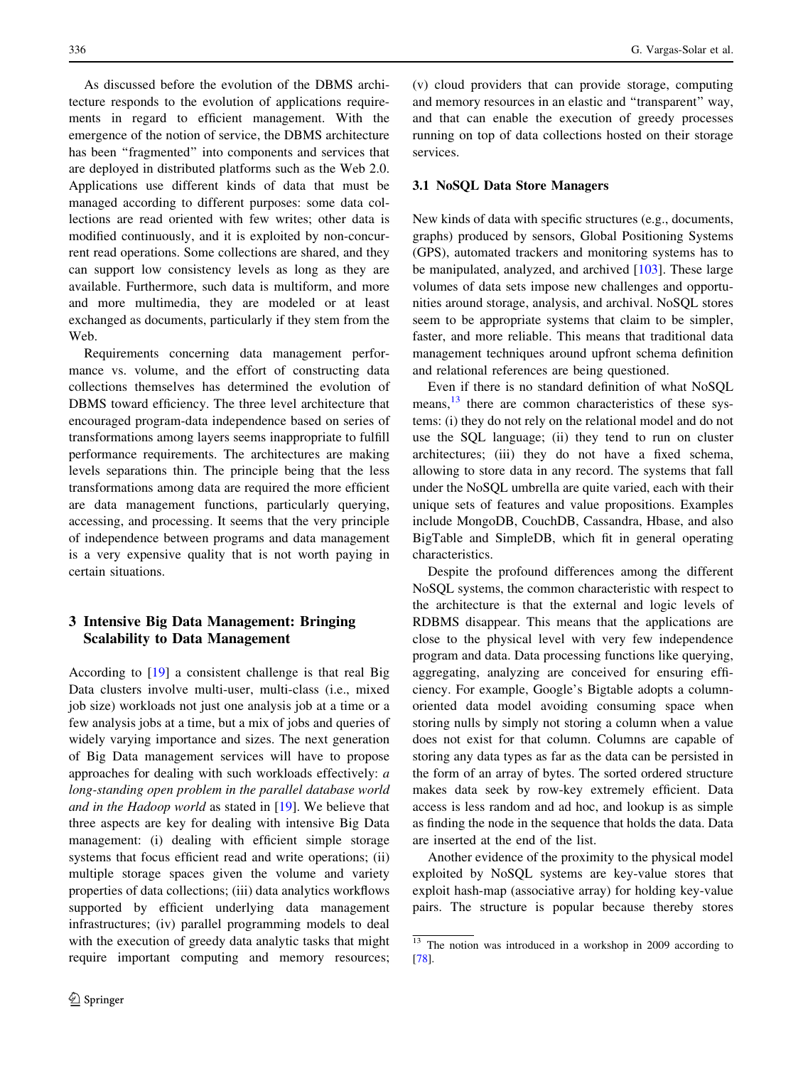As discussed before the evolution of the DBMS architecture responds to the evolution of applications requirements in regard to efficient management. With the emergence of the notion of service, the DBMS architecture has been "fragmented" into components and services that are deployed in distributed platforms such as the Web 2.0. Applications use different kinds of data that must be managed according to different purposes: some data collections are read oriented with few writes; other data is modified continuously, and it is exploited by non-concurrent read operations. Some collections are shared, and they can support low consistency levels as long as they are available. Furthermore, such data is multiform, and more and more multimedia, they are modeled or at least exchanged as documents, particularly if they stem from the Web.

Requirements concerning data management performance vs. volume, and the effort of constructing data collections themselves has determined the evolution of DBMS toward efficiency. The three level architecture that encouraged program-data independence based on series of transformations among layers seems inappropriate to fulfill performance requirements. The architectures are making levels separations thin. The principle being that the less transformations among data are required the more efficient are data management functions, particularly querying, accessing, and processing. It seems that the very principle of independence between programs and data management is a very expensive quality that is not worth paying in certain situations.

## 3 Intensive Big Data Management: Bringing Scalability to Data Management

According to [19] a consistent challenge is that real Big Data clusters involve multi-user, multi-class (i.e., mixed job size) workloads not just one analysis job at a time or a few analysis jobs at a time, but a mix of jobs and queries of widely varying importance and sizes. The next generation of Big Data management services will have to propose approaches for dealing with such workloads effectively: *a long-standing open problem in the parallel database world and in the Hadoop world* as stated in [19]. We believe that three aspects are key for dealing with intensive Big Data management: (i) dealing with efficient simple storage systems that focus efficient read and write operations; (ii) multiple storage spaces given the volume and variety properties of data collections; (iii) data analytics workflows supported by efficient underlying data management infrastructures; (iv) parallel programming models to deal with the execution of greedy data analytic tasks that might require important computing and memory resources; (v) cloud providers that can provide storage, computing and memory resources in an elastic and "transparent" way, and that can enable the execution of greedy processes running on top of data collections hosted on their storage services.

### 3.1 NoSQL Data Store Managers

New kinds of data with specific structures (e.g., documents, graphs) produced by sensors, Global Positioning Systems (GPS), automated trackers and monitoring systems has to be manipulated, analyzed, and archived [103]. These large volumes of data sets impose new challenges and opportunities around storage, analysis, and archival. NoSQL stores seem to be appropriate systems that claim to be simpler, faster, and more reliable. This means that traditional data management techniques around upfront schema definition and relational references are being questioned.

Even if there is no standard definition of what NoSQL means,[13] there are common characteristics of these systems: (i) they do not rely on the relational model and do not use the SQL language; (ii) they tend to run on cluster architectures; (iii) they do not have a fixed schema, allowing to store data in any record. The systems that fall under the NoSQL umbrella are quite varied, each with their unique sets of features and value propositions. Examples include MongoDB, CouchDB, Cassandra, Hbase, and also BigTable and SimpleDB, which fit in general operating characteristics.

Despite the profound differences among the different NoSQL systems, the common characteristic with respect to the architecture is that the external and logic levels of RDBMS disappear. This means that the applications are close to the physical level with very few independence program and data. Data processing functions like querying, aggregating, analyzing are conceived for ensuring efficiency. For example, Google's Bigtable adopts a column-oriented data model avoiding consuming space when storing nulls by simply not storing a column when a value does not exist for that column. Columns are capable of storing any data types as far as the data can be persisted in the form of an array of bytes. The sorted ordered structure makes data seek by row-key extremely efficient. Data access is less random and ad hoc, and lookup is as simple as finding the node in the sequence that holds the data. Data are inserted at the end of the list.

Another evidence of the proximity to the physical model exploited by NoSQL systems are key-value stores that exploit hash-map (associative array) for holding key-value pairs. The structure is popular because thereby stores

[13] The notion was introduced in a workshop in 2009 according to [78].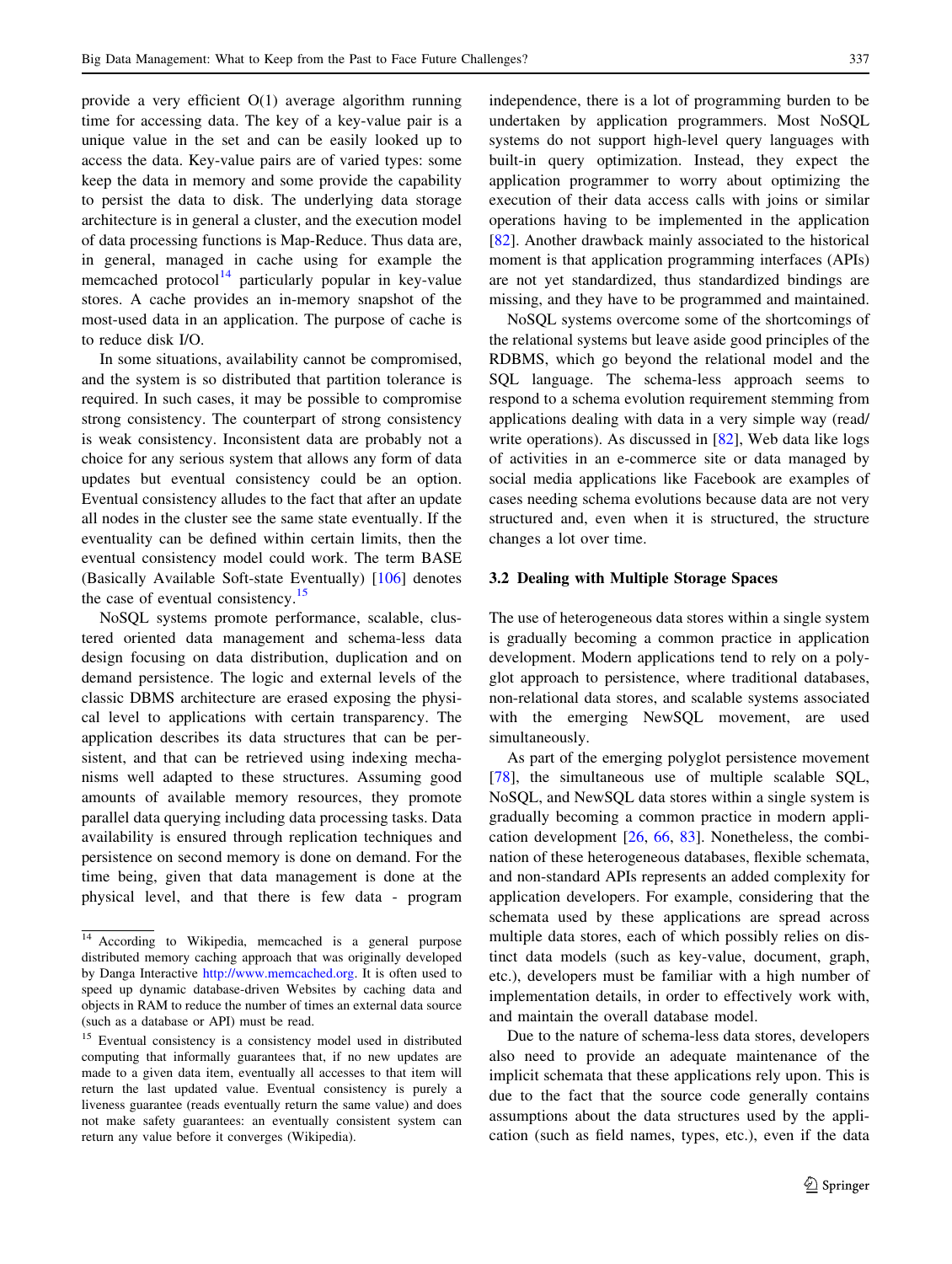provide a very efficient O(1) average algorithm running time for accessing data. The key of a key-value pair is a unique value in the set and can be easily looked up to access the data. Key-value pairs are of varied types: some keep the data in memory and some provide the capability to persist the data to disk. The underlying data storage architecture is in general a cluster, and the execution model of data processing functions is Map-Reduce. Thus data are, in general, managed in cache using for example the memcached protocol[14] particularly popular in key-value stores. A cache provides an in-memory snapshot of the most-used data in an application. The purpose of cache is to reduce disk I/O.

In some situations, availability cannot be compromised, and the system is so distributed that partition tolerance is required. In such cases, it may be possible to compromise strong consistency. The counterpart of strong consistency is weak consistency. Inconsistent data are probably not a choice for any serious system that allows any form of data updates but eventual consistency could be an option. Eventual consistency alludes to the fact that after an update all nodes in the cluster see the same state eventually. If the eventuality can be defined within certain limits, then the eventual consistency model could work. The term BASE (Basically Available Soft-state Eventually) [106] denotes the case of eventual consistency.[15]

NoSQL systems promote performance, scalable, clustered oriented data management and schema-less data design focusing on data distribution, duplication and on demand persistence. The logic and external levels of the classic DBMS architecture are erased exposing the physical level to applications with certain transparency. The application describes its data structures that can be persistent, and that can be retrieved using indexing mechanisms well adapted to these structures. Assuming good amounts of available memory resources, they promote parallel data querying including data processing tasks. Data availability is ensured through replication techniques and persistence on second memory is done on demand. For the time being, given that data management is done at the physical level, and that there is few data - program independence, there is a lot of programming burden to be undertaken by application programmers. Most NoSQL systems do not support high-level query languages with built-in query optimization. Instead, they expect the application programmer to worry about optimizing the execution of their data access calls with joins or similar operations having to be implemented in the application [82]. Another drawback mainly associated to the historical moment is that application programming interfaces (APIs) are not yet standardized, thus standardized bindings are missing, and they have to be programmed and maintained.

NoSQL systems overcome some of the shortcomings of the relational systems but leave aside good principles of the RDBMS, which go beyond the relational model and the SQL language. The schema-less approach seems to respond to a schema evolution requirement stemming from applications dealing with data in a very simple way (read/write operations). As discussed in [82], Web data like logs of activities in an e-commerce site or data managed by social media applications like Facebook are examples of cases needing schema evolutions because data are not very structured and, even when it is structured, the structure changes a lot over time.

### 3.2 Dealing with Multiple Storage Spaces

The use of heterogeneous data stores within a single system is gradually becoming a common practice in application development. Modern applications tend to rely on a polyglot approach to persistence, where traditional databases, non-relational data stores, and scalable systems associated with the emerging NewSQL movement, are used simultaneously.

As part of the emerging polyglot persistence movement [78], the simultaneous use of multiple scalable SQL, NoSQL, and NewSQL data stores within a single system is gradually becoming a common practice in modern application development [26, 66, 83]. Nonetheless, the combination of these heterogeneous databases, flexible schemata, and non-standard APIs represents an added complexity for application developers. For example, considering that the schemata used by these applications are spread across multiple data stores, each of which possibly relies on distinct data models (such as key-value, document, graph, etc.), developers must be familiar with a high number of implementation details, in order to effectively work with, and maintain the overall database model.

Due to the nature of schema-less data stores, developers also need to provide an adequate maintenance of the implicit schemata that these applications rely upon. This is due to the fact that the source code generally contains assumptions about the data structures used by the application (such as field names, types, etc.), even if the data

[14] According to Wikipedia, memcached is a general purpose distributed memory caching approach that was originally developed by Danga Interactive http://www.memcached.org. It is often used to speed up dynamic database-driven Websites by caching data and objects in RAM to reduce the number of times an external data source (such as a database or API) must be read.

[15] Eventual consistency is a consistency model used in distributed computing that informally guarantees that, if no new updates are made to a given data item, eventually all accesses to that item will return the last updated value. Eventual consistency is purely a liveness guarantee (reads eventually return the same value) and does not make safety guarantees: an eventually consistent system can return any value before it converges (Wikipedia).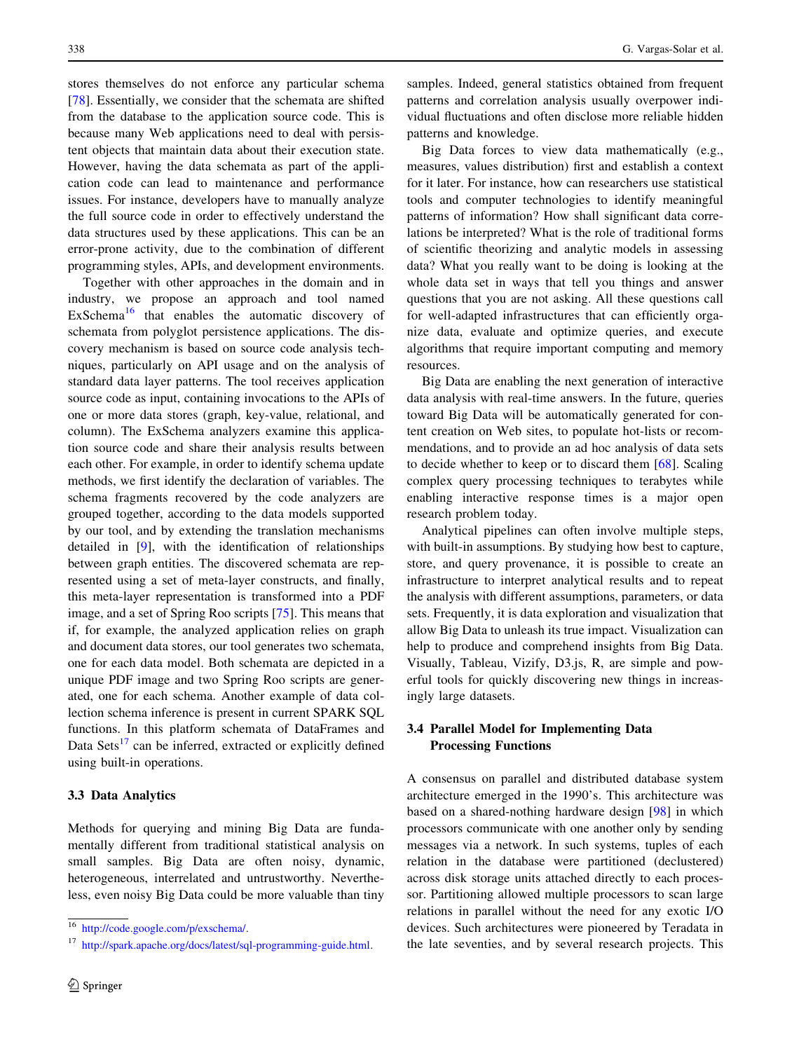stores themselves do not enforce any particular schema [78]. Essentially, we consider that the schemata are shifted from the database to the application source code. This is because many Web applications need to deal with persistent objects that maintain data about their execution state. However, having the data schemata as part of the application code can lead to maintenance and performance issues. For instance, developers have to manually analyze the full source code in order to effectively understand the data structures used by these applications. This can be an error-prone activity, due to the combination of different programming styles, APIs, and development environments.

Together with other approaches in the domain and in industry, we propose an approach and tool named ExSchema[16] that enables the automatic discovery of schemata from polyglot persistence applications. The discovery mechanism is based on source code analysis techniques, particularly on API usage and on the analysis of standard data layer patterns. The tool receives application source code as input, containing invocations to the APIs of one or more data stores (graph, key-value, relational, and column). The ExSchema analyzers examine this application source code and share their analysis results between each other. For example, in order to identify schema update methods, we first identify the declaration of variables. The schema fragments recovered by the code analyzers are grouped together, according to the data models supported by our tool, and by extending the translation mechanisms detailed in [9], with the identification of relationships between graph entities. The discovered schemata are represented using a set of meta-layer constructs, and finally, this meta-layer representation is transformed into a PDF image, and a set of Spring Roo scripts [75]. This means that if, for example, the analyzed application relies on graph and document data stores, our tool generates two schemata, one for each data model. Both schemata are depicted in a unique PDF image and two Spring Roo scripts are generated, one for each schema. Another example of data collection schema inference is present in current SPARK SQL functions. In this platform schemata of DataFrames and Data Sets[17] can be inferred, extracted or explicitly defined using built-in operations.

### 3.3 Data Analytics

Methods for querying and mining Big Data are fundamentally different from traditional statistical analysis on small samples. Big Data are often noisy, dynamic, heterogeneous, interrelated and untrustworthy. Nevertheless, even noisy Big Data could be more valuable than tiny samples. Indeed, general statistics obtained from frequent patterns and correlation analysis usually overpower individual fluctuations and often disclose more reliable hidden patterns and knowledge.

Big Data forces to view data mathematically (e.g., measures, values distribution) first and establish a context for it later. For instance, how can researchers use statistical tools and computer technologies to identify meaningful patterns of information? How shall significant data correlations be interpreted? What is the role of traditional forms of scientific theorizing and analytic models in assessing data? What you really want to be doing is looking at the whole data set in ways that tell you things and answer questions that you are not asking. All these questions call for well-adapted infrastructures that can efficiently organize data, evaluate and optimize queries, and execute algorithms that require important computing and memory resources.

Big Data are enabling the next generation of interactive data analysis with real-time answers. In the future, queries toward Big Data will be automatically generated for content creation on Web sites, to populate hot-lists or recommendations, and to provide an ad hoc analysis of data sets to decide whether to keep or to discard them [68]. Scaling complex query processing techniques to terabytes while enabling interactive response times is a major open research problem today.

Analytical pipelines can often involve multiple steps, with built-in assumptions. By studying how best to capture, store, and query provenance, it is possible to create an infrastructure to interpret analytical results and to repeat the analysis with different assumptions, parameters, or data sets. Frequently, it is data exploration and visualization that allow Big Data to unleash its true impact. Visualization can help to produce and comprehend insights from Big Data. Visually, Tableau, Vizify, D3.js, R, are simple and powerful tools for quickly discovering new things in increasingly large datasets.

### 3.4 Parallel Model for Implementing Data Processing Functions

A consensus on parallel and distributed database system architecture emerged in the 1990's. This architecture was based on a shared-nothing hardware design [98] in which processors communicate with one another only by sending messages via a network. In such systems, tuples of each relation in the database were partitioned (declustered) across disk storage units attached directly to each processor. Partitioning allowed multiple processors to scan large relations in parallel without the need for any exotic I/O devices. Such architectures were pioneered by Teradata in the late seventies, and by several research projects. This

[16] http://code.google.com/p/exschema/.

[17] http://spark.apache.org/docs/latest/sql-programming-guide.html.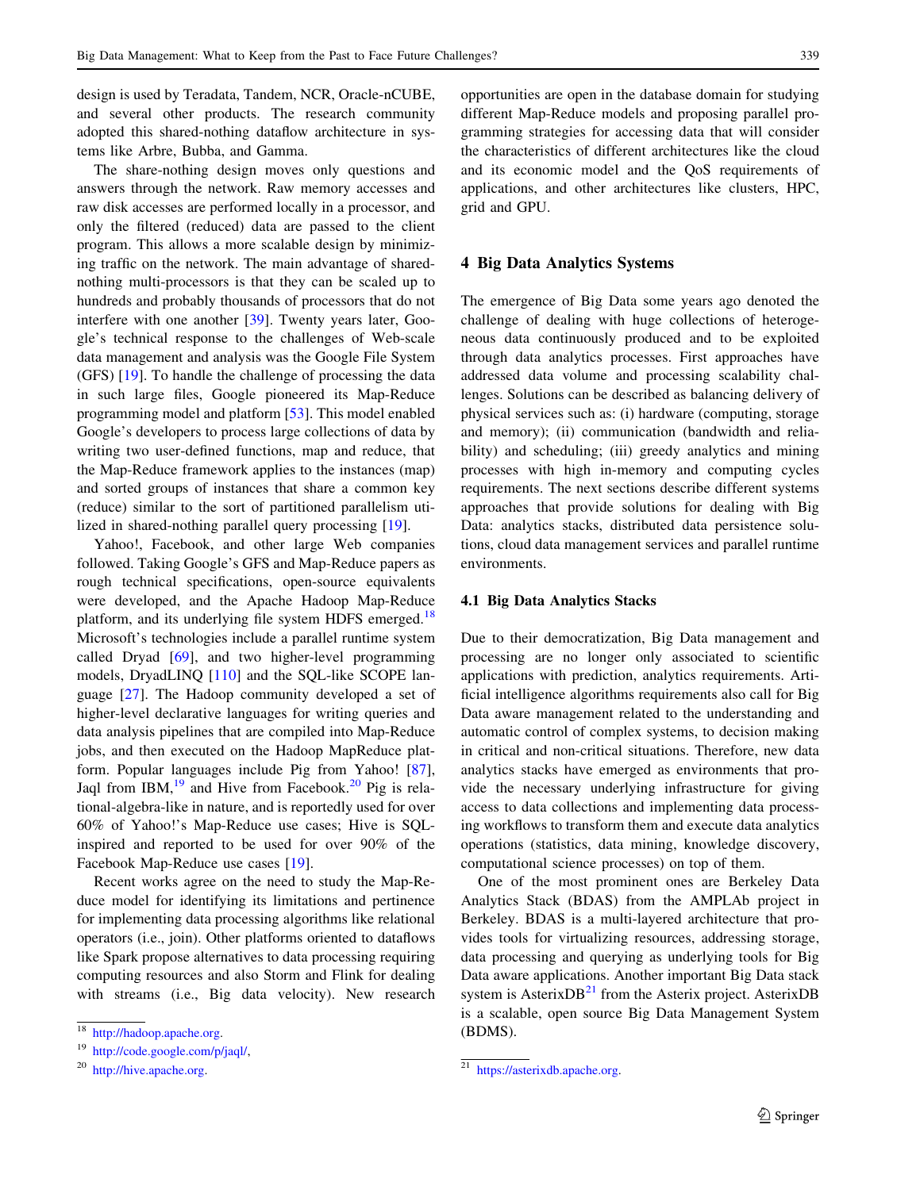design is used by Teradata, Tandem, NCR, Oracle-nCUBE, and several other products. The research community adopted this shared-nothing dataflow architecture in systems like Arbre, Bubba, and Gamma.

The share-nothing design moves only questions and answers through the network. Raw memory accesses and raw disk accesses are performed locally in a processor, and only the filtered (reduced) data are passed to the client program. This allows a more scalable design by minimizing traffic on the network. The main advantage of shared-nothing multi-processors is that they can be scaled up to hundreds and probably thousands of processors that do not interfere with one another [39]. Twenty years later, Google's technical response to the challenges of Web-scale data management and analysis was the Google File System (GFS) [19]. To handle the challenge of processing the data in such large files, Google pioneered its Map-Reduce programming model and platform [53]. This model enabled Google's developers to process large collections of data by writing two user-defined functions, map and reduce, that the Map-Reduce framework applies to the instances (map) and sorted groups of instances that share a common key (reduce) similar to the sort of partitioned parallelism utilized in shared-nothing parallel query processing [19].

Yahoo!, Facebook, and other large Web companies followed. Taking Google's GFS and Map-Reduce papers as rough technical specifications, open-source equivalents were developed, and the Apache Hadoop Map-Reduce platform, and its underlying file system HDFS emerged.[18] Microsoft's technologies include a parallel runtime system called Dryad [69], and two higher-level programming models, DryadLINQ [110] and the SQL-like SCOPE language [27]. The Hadoop community developed a set of higher-level declarative languages for writing queries and data analysis pipelines that are compiled into Map-Reduce jobs, and then executed on the Hadoop MapReduce platform. Popular languages include Pig from Yahoo! [87], Jaql from IBM,[19] and Hive from Facebook.[20] Pig is relational-algebra-like in nature, and is reportedly used for over 60% of Yahoo!'s Map-Reduce use cases; Hive is SQL-inspired and reported to be used for over 90% of the Facebook Map-Reduce use cases [19].

Recent works agree on the need to study the Map-Reduce model for identifying its limitations and pertinence for implementing data processing algorithms like relational operators (i.e., join). Other platforms oriented to dataflows like Spark propose alternatives to data processing requiring computing resources and also Storm and Flink for dealing with streams (i.e., Big data velocity). New research opportunities are open in the database domain for studying different Map-Reduce models and proposing parallel programming strategies for accessing data that will consider the characteristics of different architectures like the cloud and its economic model and the QoS requirements of applications, and other architectures like clusters, HPC, grid and GPU.

[18] http://hadoop.apache.org.

[19] http://code.google.com/p/jaql/,

[20] http://hive.apache.org.

## 4 Big Data Analytics Systems

The emergence of Big Data some years ago denoted the challenge of dealing with huge collections of heterogeneous data continuously produced and to be exploited through data analytics processes. First approaches have addressed data volume and processing scalability challenges. Solutions can be described as balancing delivery of physical services such as: (i) hardware (computing, storage and memory); (ii) communication (bandwidth and reliability) and scheduling; (iii) greedy analytics and mining processes with high in-memory and computing cycles requirements. The next sections describe different systems approaches that provide solutions for dealing with Big Data: analytics stacks, distributed data persistence solutions, cloud data management services and parallel runtime environments.

### 4.1 Big Data Analytics Stacks

Due to their democratization, Big Data management and processing are no longer only associated to scientific applications with prediction, analytics requirements. Artificial intelligence algorithms requirements also call for Big Data aware management related to the understanding and automatic control of complex systems, to decision making in critical and non-critical situations. Therefore, new data analytics stacks have emerged as environments that provide the necessary underlying infrastructure for giving access to data collections and implementing data processing workflows to transform them and execute data analytics operations (statistics, data mining, knowledge discovery, computational science processes) on top of them.

One of the most prominent ones are Berkeley Data Analytics Stack (BDAS) from the AMPLAb project in Berkeley. BDAS is a multi-layered architecture that provides tools for virtualizing resources, addressing storage, data processing and querying as underlying tools for Big Data aware applications. Another important Big Data stack system is AsterixDB[21] from the Asterix project. AsterixDB is a scalable, open source Big Data Management System (BDMS).

[21] https://asterixdb.apache.org.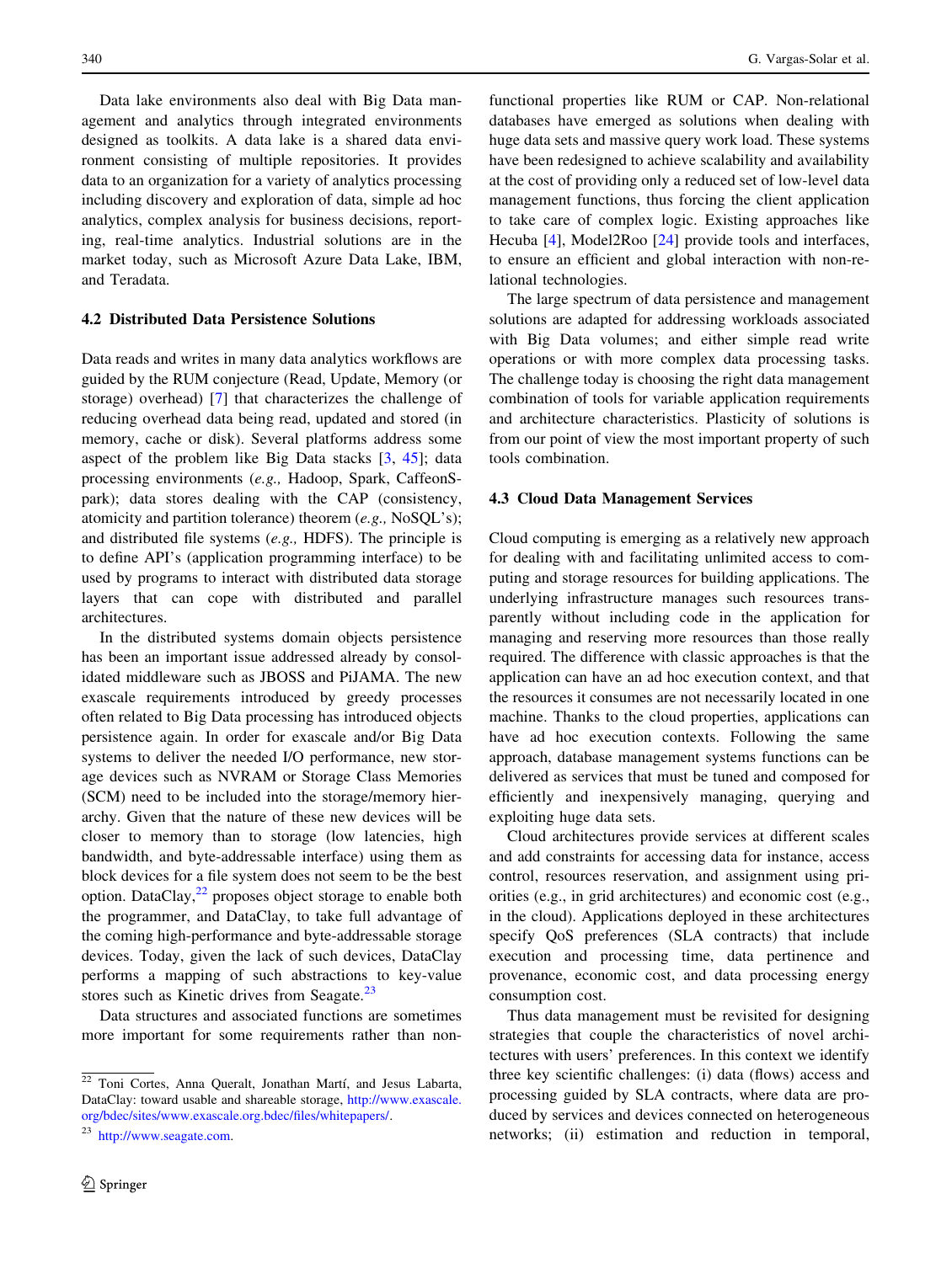Data lake environments also deal with Big Data management and analytics through integrated environments designed as toolkits. A data lake is a shared data environment consisting of multiple repositories. It provides data to an organization for a variety of analytics processing including discovery and exploration of data, simple ad hoc analytics, complex analysis for business decisions, reporting, real-time analytics. Industrial solutions are in the market today, such as Microsoft Azure Data Lake, IBM, and Teradata.

### 4.2 Distributed Data Persistence Solutions

Data reads and writes in many data analytics workflows are guided by the RUM conjecture (Read, Update, Memory (or storage) overhead) [7] that characterizes the challenge of reducing overhead data being read, updated and stored (in memory, cache or disk). Several platforms address some aspect of the problem like Big Data stacks [3, 45]; data processing environments (*e.g.,* Hadoop, Spark, CaffeonSpark); data stores dealing with the CAP (consistency, atomicity and partition tolerance) theorem (*e.g.,* NoSQL's); and distributed file systems (*e.g.,* HDFS). The principle is to define API's (application programming interface) to be used by programs to interact with distributed data storage layers that can cope with distributed and parallel architectures.

In the distributed systems domain objects persistence has been an important issue addressed already by consolidated middleware such as JBOSS and PiJAMA. The new exascale requirements introduced by greedy processes often related to Big Data processing has introduced objects persistence again. In order for exascale and/or Big Data systems to deliver the needed I/O performance, new storage devices such as NVRAM or Storage Class Memories (SCM) need to be included into the storage/memory hierarchy. Given that the nature of these new devices will be closer to memory than to storage (low latencies, high bandwidth, and byte-addressable interface) using them as block devices for a file system does not seem to be the best option. DataClay,[22] proposes object storage to enable both the programmer, and DataClay, to take full advantage of the coming high-performance and byte-addressable storage devices. Today, given the lack of such devices, DataClay performs a mapping of such abstractions to key-value stores such as Kinetic drives from Seagate.[23]

Data structures and associated functions are sometimes more important for some requirements rather than non-functional properties like RUM or CAP. Non-relational databases have emerged as solutions when dealing with huge data sets and massive query work load. These systems have been redesigned to achieve scalability and availability at the cost of providing only a reduced set of low-level data management functions, thus forcing the client application to take care of complex logic. Existing approaches like Hecuba [4], Model2Roo [24] provide tools and interfaces, to ensure an efficient and global interaction with non-relational technologies.

The large spectrum of data persistence and management solutions are adapted for addressing workloads associated with Big Data volumes; and either simple read write operations or with more complex data processing tasks. The challenge today is choosing the right data management combination of tools for variable application requirements and architecture characteristics. Plasticity of solutions is from our point of view the most important property of such tools combination.

### 4.3 Cloud Data Management Services

Cloud computing is emerging as a relatively new approach for dealing with and facilitating unlimited access to computing and storage resources for building applications. The underlying infrastructure manages such resources transparently without including code in the application for managing and reserving more resources than those really required. The difference with classic approaches is that the application can have an ad hoc execution context, and that the resources it consumes are not necessarily located in one machine. Thanks to the cloud properties, applications can have ad hoc execution contexts. Following the same approach, database management systems functions can be delivered as services that must be tuned and composed for efficiently and inexpensively managing, querying and exploiting huge data sets.

Cloud architectures provide services at different scales and add constraints for accessing data for instance, access control, resources reservation, and assignment using priorities (e.g., in grid architectures) and economic cost (e.g., in the cloud). Applications deployed in these architectures specify QoS preferences (SLA contracts) that include execution and processing time, data pertinence and provenance, economic cost, and data processing energy consumption cost.

Thus data management must be revisited for designing strategies that couple the characteristics of novel architectures with users' preferences. In this context we identify three key scientific challenges: (i) data (flows) access and processing guided by SLA contracts, where data are produced by services and devices connected on heterogeneous networks; (ii) estimation and reduction in temporal,

---

[22] Toni Cortes, Anna Queralt, Jonathan Martí, and Jesus Labarta, DataClay: toward usable and shareable storage, http://www.exascale.org/bdec/sites/www.exascale.org.bdec/files/whitepapers/.

[23] http://www.seagate.com.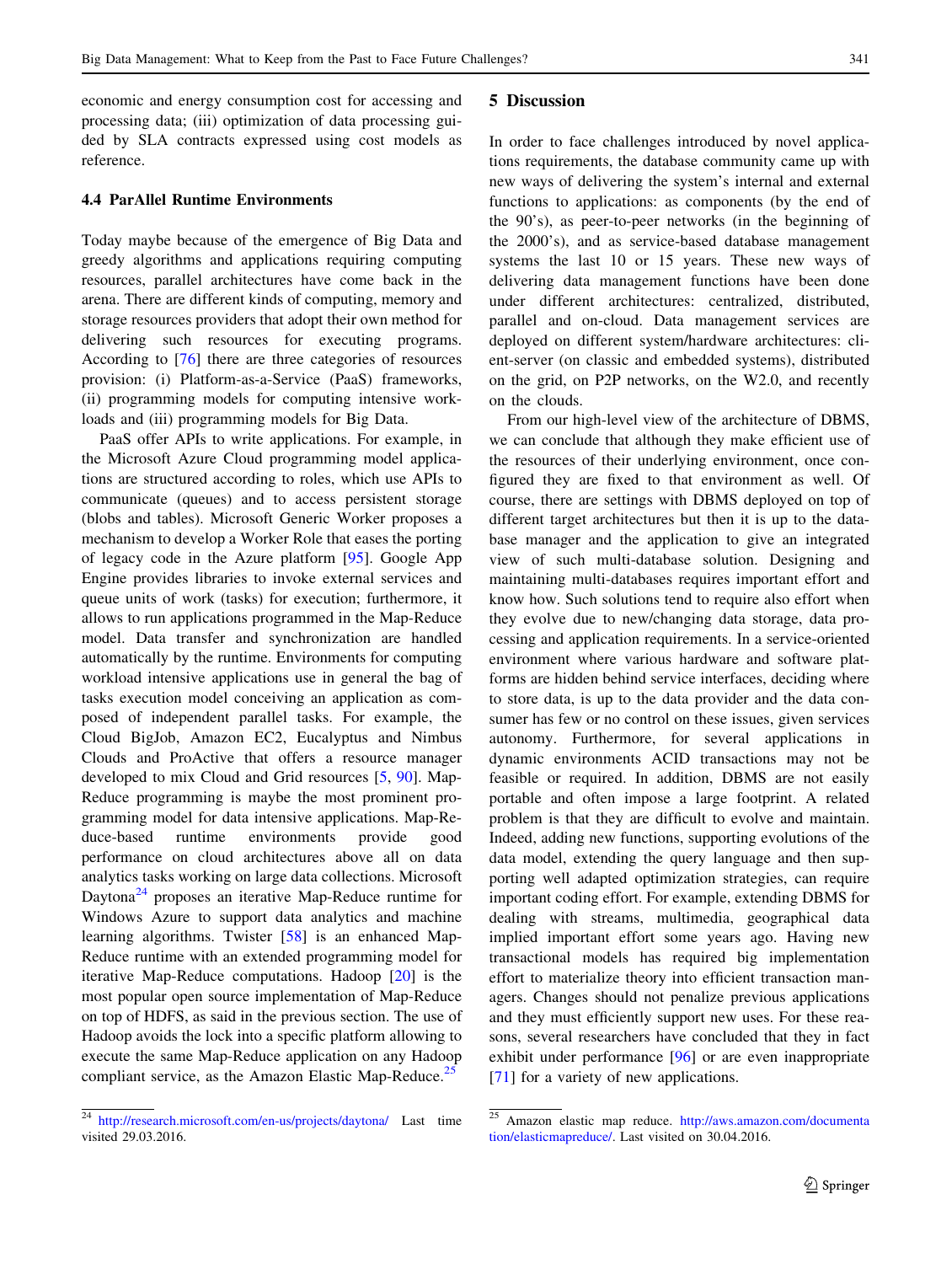economic and energy consumption cost for accessing and processing data; (iii) optimization of data processing guided by SLA contracts expressed using cost models as reference.

### 4.4 ParAllel Runtime Environments

Today maybe because of the emergence of Big Data and greedy algorithms and applications requiring computing resources, parallel architectures have come back in the arena. There are different kinds of computing, memory and storage resources providers that adopt their own method for delivering such resources for executing programs. According to [76] there are three categories of resources provision: (i) Platform-as-a-Service (PaaS) frameworks, (ii) programming models for computing intensive workloads and (iii) programming models for Big Data.

PaaS offer APIs to write applications. For example, in the Microsoft Azure Cloud programming model applications are structured according to roles, which use APIs to communicate (queues) and to access persistent storage (blobs and tables). Microsoft Generic Worker proposes a mechanism to develop a Worker Role that eases the porting of legacy code in the Azure platform [95]. Google App Engine provides libraries to invoke external services and queue units of work (tasks) for execution; furthermore, it allows to run applications programmed in the Map-Reduce model. Data transfer and synchronization are handled automatically by the runtime. Environments for computing workload intensive applications use in general the bag of tasks execution model conceiving an application as composed of independent parallel tasks. For example, the Cloud BigJob, Amazon EC2, Eucalyptus and Nimbus Clouds and ProActive that offers a resource manager developed to mix Cloud and Grid resources [5, 90]. Map-Reduce programming is maybe the most prominent programming model for data intensive applications. Map-Reduce-based runtime environments provide good performance on cloud architectures above all on data analytics tasks working on large data collections. Microsoft Daytona[24] proposes an iterative Map-Reduce runtime for Windows Azure to support data analytics and machine learning algorithms. Twister [58] is an enhanced Map-Reduce runtime with an extended programming model for iterative Map-Reduce computations. Hadoop [20] is the most popular open source implementation of Map-Reduce on top of HDFS, as said in the previous section. The use of Hadoop avoids the lock into a specific platform allowing to execute the same Map-Reduce application on any Hadoop compliant service, as the Amazon Elastic Map-Reduce.[25]

## 5 Discussion

In order to face challenges introduced by novel applications requirements, the database community came up with new ways of delivering the system's internal and external functions to applications: as components (by the end of the 90's), as peer-to-peer networks (in the beginning of the 2000's), and as service-based database management systems the last 10 or 15 years. These new ways of delivering data management functions have been done under different architectures: centralized, distributed, parallel and on-cloud. Data management services are deployed on different system/hardware architectures: client-server (on classic and embedded systems), distributed on the grid, on P2P networks, on the W2.0, and recently on the clouds.

From our high-level view of the architecture of DBMS, we can conclude that although they make efficient use of the resources of their underlying environment, once configured they are fixed to that environment as well. Of course, there are settings with DBMS deployed on top of different target architectures but then it is up to the database manager and the application to give an integrated view of such multi-database solution. Designing and maintaining multi-databases requires important effort and know how. Such solutions tend to require also effort when they evolve due to new/changing data storage, data processing and application requirements. In a service-oriented environment where various hardware and software platforms are hidden behind service interfaces, deciding where to store data, is up to the data provider and the data consumer has few or no control on these issues, given services autonomy. Furthermore, for several applications in dynamic environments ACID transactions may not be feasible or required. In addition, DBMS are not easily portable and often impose a large footprint. A related problem is that they are difficult to evolve and maintain. Indeed, adding new functions, supporting evolutions of the data model, extending the query language and then supporting well adapted optimization strategies, can require important coding effort. For example, extending DBMS for dealing with streams, multimedia, geographical data implied important effort some years ago. Having new transactional models has required big implementation effort to materialize theory into efficient transaction managers. Changes should not penalize previous applications and they must efficiently support new uses. For these reasons, several researchers have concluded that they in fact exhibit under performance [96] or are even inappropriate [71] for a variety of new applications.

[24] http://research.microsoft.com/en-us/projects/daytona/ Last time visited 29.03.2016.

[25] Amazon elastic map reduce. http://aws.amazon.com/documentation/elasticmapreduce/. Last visited on 30.04.2016.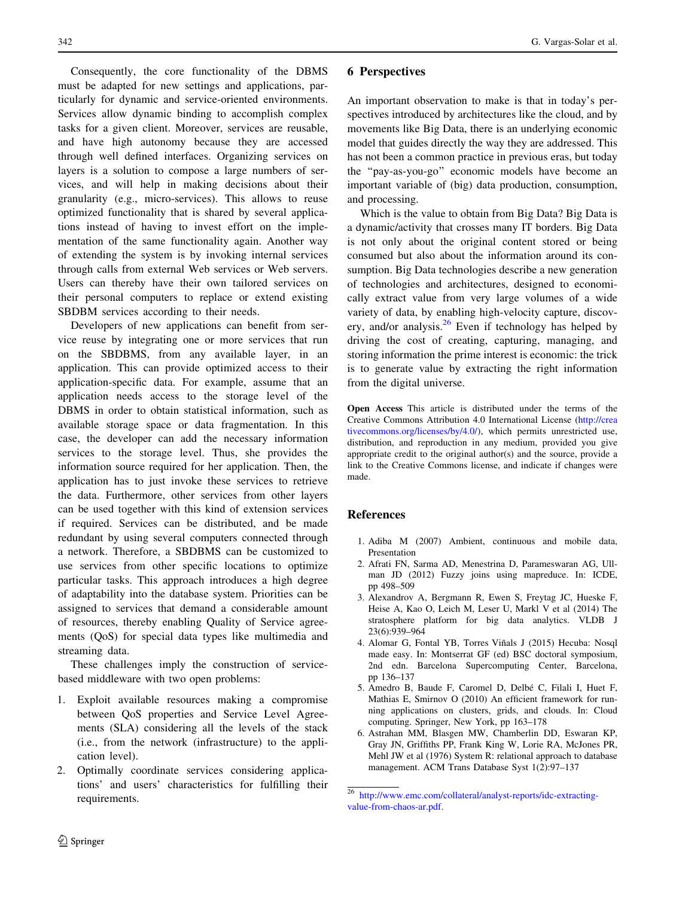Consequently, the core functionality of the DBMS must be adapted for new settings and applications, particularly for dynamic and service-oriented environments. Services allow dynamic binding to accomplish complex tasks for a given client. Moreover, services are reusable, and have high autonomy because they are accessed through well defined interfaces. Organizing services on layers is a solution to compose a large numbers of services, and will help in making decisions about their granularity (e.g., micro-services). This allows to reuse optimized functionality that is shared by several applications instead of having to invest effort on the implementation of the same functionality again. Another way of extending the system is by invoking internal services through calls from external Web services or Web servers. Users can thereby have their own tailored services on their personal computers to replace or extend existing SBDBM services according to their needs.

Developers of new applications can benefit from service reuse by integrating one or more services that run on the SBDBMS, from any available layer, in an application. This can provide optimized access to their application-specific data. For example, assume that an application needs access to the storage level of the DBMS in order to obtain statistical information, such as available storage space or data fragmentation. In this case, the developer can add the necessary information services to the storage level. Thus, she provides the information source required for her application. Then, the application has to just invoke these services to retrieve the data. Furthermore, other services from other layers can be used together with this kind of extension services if required. Services can be distributed, and be made redundant by using several computers connected through a network. Therefore, a SBDBMS can be customized to use services from other specific locations to optimize particular tasks. This approach introduces a high degree of adaptability into the database system. Priorities can be assigned to services that demand a considerable amount of resources, thereby enabling Quality of Service agreements (QoS) for special data types like multimedia and streaming data.

These challenges imply the construction of service-based middleware with two open problems:

1. Exploit available resources making a compromise between QoS properties and Service Level Agreements (SLA) considering all the levels of the stack (i.e., from the network (infrastructure) to the application level).
2. Optimally coordinate services considering applications' and users' characteristics for fulfilling their requirements.

## 6 Perspectives

An important observation to make is that in today's perspectives introduced by architectures like the cloud, and by movements like Big Data, there is an underlying economic model that guides directly the way they are addressed. This has not been a common practice in previous eras, but today the "pay-as-you-go" economic models have become an important variable of (big) data production, consumption, and processing.

Which is the value to obtain from Big Data? Big Data is a dynamic/activity that crosses many IT borders. Big Data is not only about the original content stored or being consumed but also about the information around its consumption. Big Data technologies describe a new generation of technologies and architectures, designed to economically extract value from very large volumes of a wide variety of data, by enabling high-velocity capture, discovery, and/or analysis.[26] Even if technology has helped by driving the cost of creating, capturing, managing, and storing information the prime interest is economic: the trick is to generate value by extracting the right information from the digital universe.

**Open Access** This article is distributed under the terms of the Creative Commons Attribution 4.0 International License (http://creativecommons.org/licenses/by/4.0/), which permits unrestricted use, distribution, and reproduction in any medium, provided you give appropriate credit to the original author(s) and the source, provide a link to the Creative Commons license, and indicate if changes were made.

## References

1. Adiba M (2007) Ambient, continuous and mobile data, Presentation
2. Afrati FN, Sarma AD, Menestrina D, Parameswaran AG, Ullman JD (2012) Fuzzy joins using mapreduce. In: ICDE, pp 498–509
3. Alexandrov A, Bergmann R, Ewen S, Freytag JC, Hueske F, Heise A, Kao O, Leich M, Leser U, Markl V et al (2014) The stratosphere platform for big data analytics. VLDB J 23(6):939–964
4. Alomar G, Fontal YB, Torres Viñals J (2015) Hecuba: Nosql made easy. In: Montserrat GF (ed) BSC doctoral symposium, 2nd edn. Barcelona Supercomputing Center, Barcelona, pp 136–137
5. Amedro B, Baude F, Caromel D, Delbé C, Filali I, Huet F, Mathias E, Smirnov O (2010) An efficient framework for running applications on clusters, grids, and clouds. In: Cloud computing. Springer, New York, pp 163–178
6. Astrahan MM, Blasgen MW, Chamberlin DD, Eswaran KP, Gray JN, Griffiths PP, Frank King W, Lorie RA, McJones PR, Mehl JW et al (1976) System R: relational approach to database management. ACM Trans Database Syst 1(2):97–137

[26] http://www.emc.com/collateral/analyst-reports/idc-extracting-value-from-chaos-ar.pdf.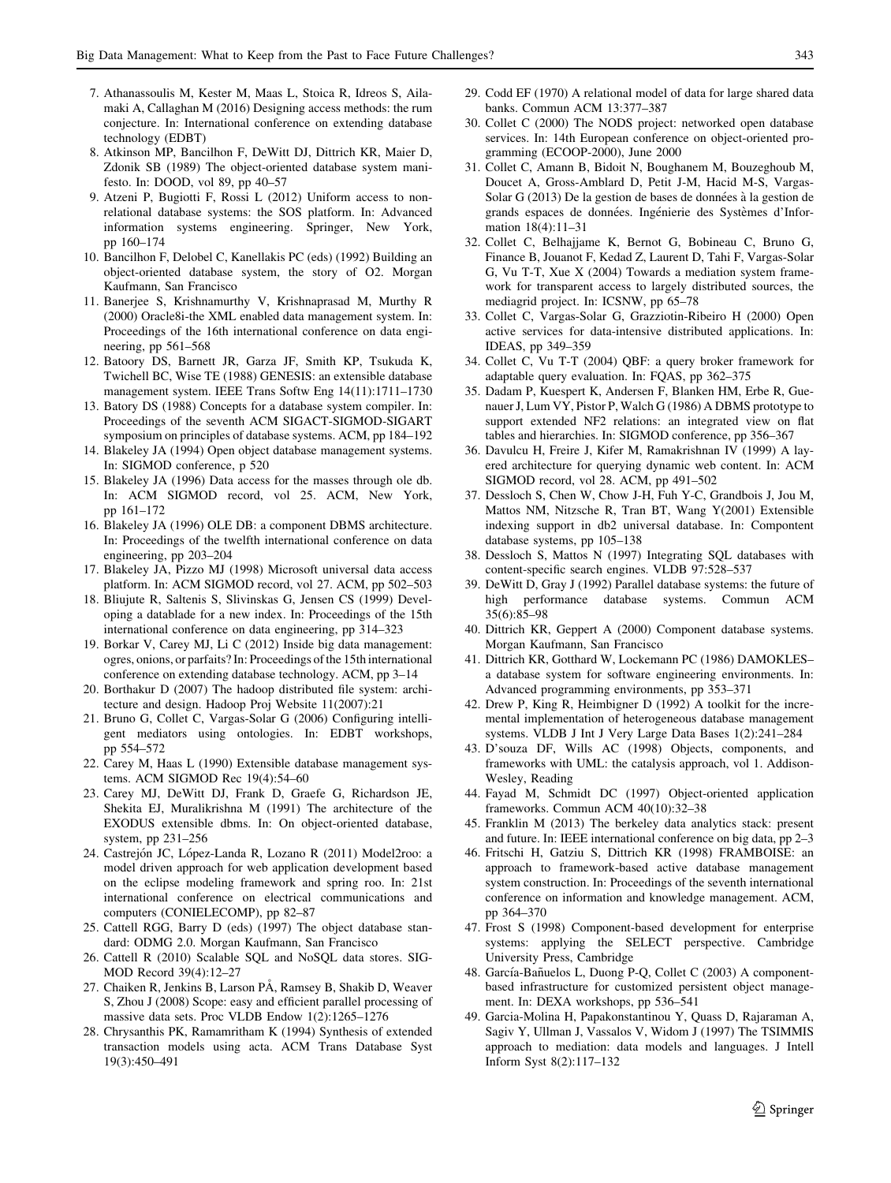7. Athanassoulis M, Kester M, Maas L, Stoica R, Idreos S, Ailamaki A, Callaghan M (2016) Designing access methods: the rum conjecture. In: International conference on extending database technology (EDBT)
8. Atkinson MP, Bancilhon F, DeWitt DJ, Dittrich KR, Maier D, Zdonik SB (1989) The object-oriented database system manifesto. In: DOOD, vol 89, pp 40–57
9. Atzeni P, Bugiotti F, Rossi L (2012) Uniform access to non-relational database systems: the SOS platform. In: Advanced information systems engineering. Springer, New York, pp 160–174
10. Bancilhon F, Delobel C, Kanellakis PC (eds) (1992) Building an object-oriented database system, the story of O2. Morgan Kaufmann, San Francisco
11. Banerjee S, Krishnamurthy V, Krishnaprasad M, Murthy R (2000) Oracle8i-the XML enabled data management system. In: Proceedings of the 16th international conference on data engineering, pp 561–568
12. Batoory DS, Barnett JR, Garza JF, Smith KP, Tsukuda K, Twichell BC, Wise TE (1988) GENESIS: an extensible database management system. IEEE Trans Softw Eng 14(11):1711–1730
13. Batory DS (1988) Concepts for a database system compiler. In: Proceedings of the seventh ACM SIGACT-SIGMOD-SIGART symposium on principles of database systems. ACM, pp 184–192
14. Blakeley JA (1994) Open object database management systems. In: SIGMOD conference, p 520
15. Blakeley JA (1996) Data access for the masses through ole db. In: ACM SIGMOD record, vol 25. ACM, New York, pp 161–172
16. Blakeley JA (1996) OLE DB: a component DBMS architecture. In: Proceedings of the twelfth international conference on data engineering, pp 203–204
17. Blakeley JA, Pizzo MJ (1998) Microsoft universal data access platform. In: ACM SIGMOD record, vol 27. ACM, pp 502–503
18. Bliujute R, Saltenis S, Slivinskas G, Jensen CS (1999) Developing a datablade for a new index. In: Proceedings of the 15th international conference on data engineering, pp 314–323
19. Borkar V, Carey MJ, Li C (2012) Inside big data management: ogres, onions, or parfaits? In: Proceedings of the 15th international conference on extending database technology. ACM, pp 3–14
20. Borthakur D (2007) The hadoop distributed file system: architecture and design. Hadoop Proj Website 11(2007):21
21. Bruno G, Collet C, Vargas-Solar G (2006) Configuring intelligent mediators using ontologies. In: EDBT workshops, pp 554–572
22. Carey M, Haas L (1990) Extensible database management systems. ACM SIGMOD Rec 19(4):54–60
23. Carey MJ, DeWitt DJ, Frank D, Graefe G, Richardson JE, Shekita EJ, Muralikrishna M (1991) The architecture of the EXODUS extensible dbms. In: On object-oriented database, system, pp 231–256
24. Castrejón JC, López-Landa R, Lozano R (2011) Model2roo: a model driven approach for web application development based on the eclipse modeling framework and spring roo. In: 21st international conference on electrical communications and computers (CONIELECOMP), pp 82–87
25. Cattell RGG, Barry D (eds) (1997) The object database standard: ODMG 2.0. Morgan Kaufmann, San Francisco
26. Cattell R (2010) Scalable SQL and NoSQL data stores. SIGMOD Record 39(4):12–27
27. Chaiken R, Jenkins B, Larson PÅ, Ramsey B, Shakib D, Weaver S, Zhou J (2008) Scope: easy and efficient parallel processing of massive data sets. Proc VLDB Endow 1(2):1265–1276
28. Chrysanthis PK, Ramamritham K (1994) Synthesis of extended transaction models using acta. ACM Trans Database Syst 19(3):450–491
29. Codd EF (1970) A relational model of data for large shared data banks. Commun ACM 13:377–387
30. Collet C (2000) The NODS project: networked open database services. In: 14th European conference on object-oriented programming (ECOOP-2000), June 2000
31. Collet C, Amann B, Bidoit N, Boughanem M, Bouzeghoub M, Doucet A, Gross-Amblard D, Petit J-M, Hacid M-S, Vargas-Solar G (2013) De la gestion de bases de données à la gestion de grands espaces de données. Ingénierie des Systèmes d'Information 18(4):11–31
32. Collet C, Belhajjame K, Bernot G, Bobineau C, Bruno G, Finance B, Jouanot F, Kedad Z, Laurent D, Tahi F, Vargas-Solar G, Vu T-T, Xue X (2004) Towards a mediation system framework for transparent access to largely distributed sources, the mediagrid project. In: ICSNW, pp 65–78
33. Collet C, Vargas-Solar G, Grazziotin-Ribeiro H (2000) Open active services for data-intensive distributed applications. In: IDEAS, pp 349–359
34. Collet C, Vu T-T (2004) QBF: a query broker framework for adaptable query evaluation. In: FQAS, pp 362–375
35. Dadam P, Kuespert K, Andersen F, Blanken HM, Erbe R, Guenauer J, Lum VY, Pistor P, Walch G (1986) A DBMS prototype to support extended NF2 relations: an integrated view on flat tables and hierarchies. In: SIGMOD conference, pp 356–367
36. Davulcu H, Freire J, Kifer M, Ramakrishnan IV (1999) A layered architecture for querying dynamic web content. In: ACM SIGMOD record, vol 28. ACM, pp 491–502
37. Dessloch S, Chen W, Chow J-H, Fuh Y-C, Grandbois J, Jou M, Mattos NM, Nitzsche R, Tran BT, Wang Y(2001) Extensible indexing support in db2 universal database. In: Compontent database systems, pp 105–138
38. Dessloch S, Mattos N (1997) Integrating SQL databases with content-specific search engines. VLDB 97:528–537
39. DeWitt D, Gray J (1992) Parallel database systems: the future of high performance database systems. Commun ACM 35(6):85–98
40. Dittrich KR, Geppert A (2000) Component database systems. Morgan Kaufmann, San Francisco
41. Dittrich KR, Gotthard W, Lockemann PC (1986) DAMOKLES–a database system for software engineering environments. In: Advanced programming environments, pp 353–371
42. Drew P, King R, Heimbigner D (1992) A toolkit for the incremental implementation of heterogeneous database management systems. VLDB J Int J Very Large Data Bases 1(2):241–284
43. D'souza DF, Wills AC (1998) Objects, components, and frameworks with UML: the catalysis approach, vol 1. Addison-Wesley, Reading
44. Fayad M, Schmidt DC (1997) Object-oriented application frameworks. Commun ACM 40(10):32–38
45. Franklin M (2013) The berkeley data analytics stack: present and future. In: IEEE international conference on big data, pp 2–3
46. Fritschi H, Gatziu S, Dittrich KR (1998) FRAMBOISE: an approach to framework-based active database management system construction. In: Proceedings of the seventh international conference on information and knowledge management. ACM, pp 364–370
47. Frost S (1998) Component-based development for enterprise systems: applying the SELECT perspective. Cambridge University Press, Cambridge
48. García-Bañuelos L, Duong P-Q, Collet C (2003) A component-based infrastructure for customized persistent object management. In: DEXA workshops, pp 536–541
49. Garcia-Molina H, Papakonstantinou Y, Quass D, Rajaraman A, Sagiv Y, Ullman J, Vassalos V, Widom J (1997) The TSIMMIS approach to mediation: data models and languages. J Intell Inform Syst 8(2):117–132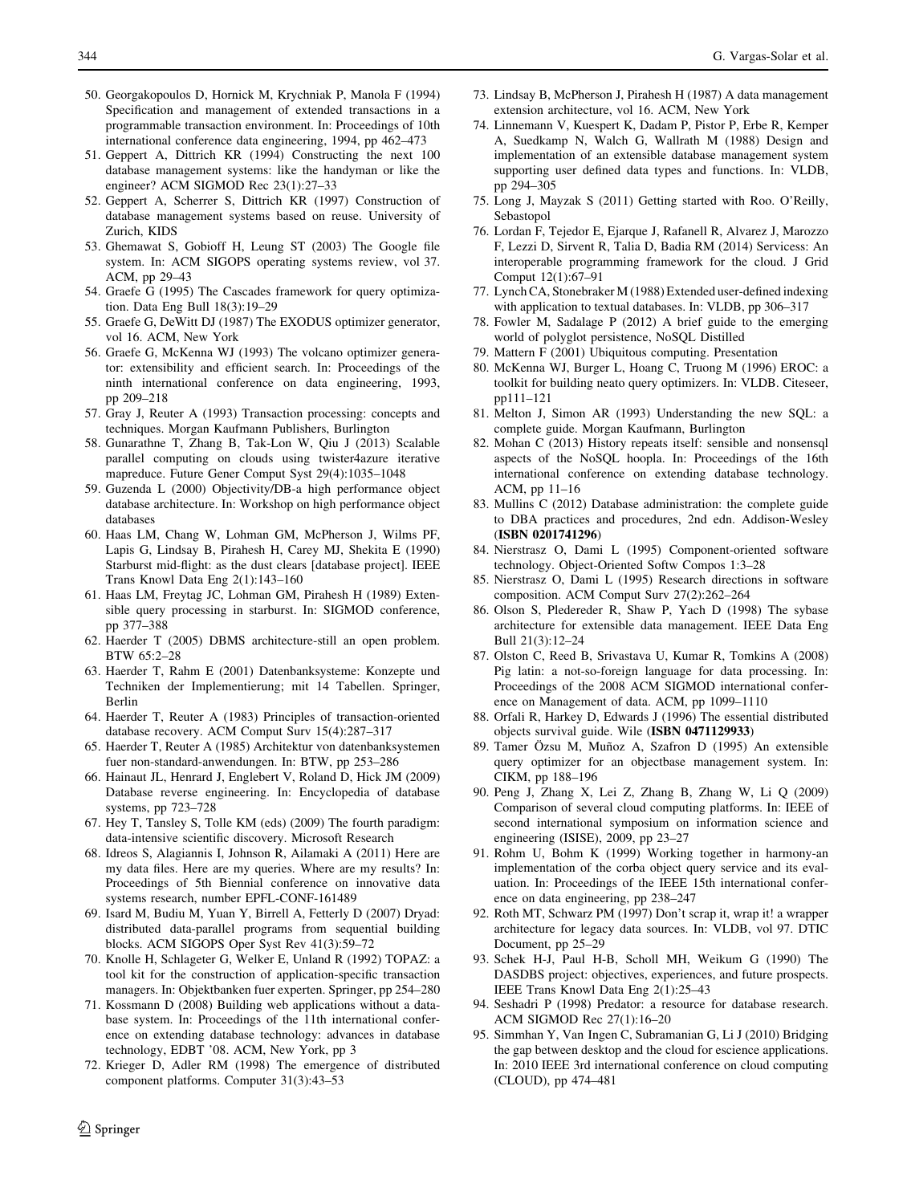50. Georgakopoulos D, Hornick M, Krychniak P, Manola F (1994) Specification and management of extended transactions in a programmable transaction environment. In: Proceedings of 10th international conference data engineering, 1994, pp 462–473
51. Geppert A, Dittrich KR (1994) Constructing the next 100 database management systems: like the handyman or like the engineer? ACM SIGMOD Rec 23(1):27–33
52. Geppert A, Scherrer S, Dittrich KR (1997) Construction of database management systems based on reuse. University of Zurich, KIDS
53. Ghemawat S, Gobioff H, Leung ST (2003) The Google file system. In: ACM SIGOPS operating systems review, vol 37. ACM, pp 29–43
54. Graefe G (1995) The Cascades framework for query optimization. Data Eng Bull 18(3):19–29
55. Graefe G, DeWitt DJ (1987) The EXODUS optimizer generator, vol 16. ACM, New York
56. Graefe G, McKenna WJ (1993) The volcano optimizer generator: extensibility and efficient search. In: Proceedings of the ninth international conference on data engineering, 1993, pp 209–218
57. Gray J, Reuter A (1993) Transaction processing: concepts and techniques. Morgan Kaufmann Publishers, Burlington
58. Gunarathne T, Zhang B, Tak-Lon W, Qiu J (2013) Scalable parallel computing on clouds using twister4azure iterative mapreduce. Future Gener Comput Syst 29(4):1035–1048
59. Guzenda L (2000) Objectivity/DB-a high performance object database architecture. In: Workshop on high performance object databases
60. Haas LM, Chang W, Lohman GM, McPherson J, Wilms PF, Lapis G, Lindsay B, Pirahesh H, Carey MJ, Shekita E (1990) Starburst mid-flight: as the dust clears [database project]. IEEE Trans Knowl Data Eng 2(1):143–160
61. Haas LM, Freytag JC, Lohman GM, Pirahesh H (1989) Extensible query processing in starburst. In: SIGMOD conference, pp 377–388
62. Haerder T (2005) DBMS architecture-still an open problem. BTW 65:2–28
63. Haerder T, Rahm E (2001) Datenbanksysteme: Konzepte und Techniken der Implementierung; mit 14 Tabellen. Springer, Berlin
64. Haerder T, Reuter A (1983) Principles of transaction-oriented database recovery. ACM Comput Surv 15(4):287–317
65. Haerder T, Reuter A (1985) Architektur von datenbanksystemen fuer non-standard-anwendungen. In: BTW, pp 253–286
66. Hainaut JL, Henrard J, Englebert V, Roland D, Hick JM (2009) Database reverse engineering. In: Encyclopedia of database systems, pp 723–728
67. Hey T, Tansley S, Tolle KM (eds) (2009) The fourth paradigm: data-intensive scientific discovery. Microsoft Research
68. Idreos S, Alagiannis I, Johnson R, Ailamaki A (2011) Here are my data files. Here are my queries. Where are my results? In: Proceedings of 5th Biennial conference on innovative data systems research, number EPFL-CONF-161489
69. Isard M, Budiu M, Yuan Y, Birrell A, Fetterly D (2007) Dryad: distributed data-parallel programs from sequential building blocks. ACM SIGOPS Oper Syst Rev 41(3):59–72
70. Knolle H, Schlageter G, Welker E, Unland R (1992) TOPAZ: a tool kit for the construction of application-specific transaction managers. In: Objektbanken fuer experten. Springer, pp 254–280
71. Kossmann D (2008) Building web applications without a database system. In: Proceedings of the 11th international conference on extending database technology: advances in database technology, EDBT '08. ACM, New York, pp 3
72. Krieger D, Adler RM (1998) The emergence of distributed component platforms. Computer 31(3):43–53
73. Lindsay B, McPherson J, Pirahesh H (1987) A data management extension architecture, vol 16. ACM, New York
74. Linnemann V, Kuespert K, Dadam P, Pistor P, Erbe R, Kemper A, Suedkamp N, Walch G, Wallrath M (1988) Design and implementation of an extensible database management system supporting user defined data types and functions. In: VLDB, pp 294–305
75. Long J, Mayzak S (2011) Getting started with Roo. O'Reilly, Sebastopol
76. Lordan F, Tejedor E, Ejarque J, Rafanell R, Alvarez J, Marozzo F, Lezzi D, Sirvent R, Talia D, Badia RM (2014) Servicess: An interoperable programming framework for the cloud. J Grid Comput 12(1):67–91
77. Lynch CA, Stonebraker M (1988) Extended user-defined indexing with application to textual databases. In: VLDB, pp 306–317
78. Fowler M, Sadalage P (2012) A brief guide to the emerging world of polyglot persistence, NoSQL Distilled
79. Mattern F (2001) Ubiquitous computing. Presentation
80. McKenna WJ, Burger L, Hoang C, Truong M (1996) EROC: a toolkit for building neato query optimizers. In: VLDB. Citeseer, pp111–121
81. Melton J, Simon AR (1993) Understanding the new SQL: a complete guide. Morgan Kaufmann, Burlington
82. Mohan C (2013) History repeats itself: sensible and nonsensql aspects of the NoSQL hoopla. In: Proceedings of the 16th international conference on extending database technology. ACM, pp 11–16
83. Mullins C (2012) Database administration: the complete guide to DBA practices and procedures, 2nd edn. Addison-Wesley (**ISBN 0201741296**)
84. Nierstrasz O, Dami L (1995) Component-oriented software technology. Object-Oriented Softw Compos 1:3–28
85. Nierstrasz O, Dami L (1995) Research directions in software composition. ACM Comput Surv 27(2):262–264
86. Olson S, Pledereder R, Shaw P, Yach D (1998) The sybase architecture for extensible data management. IEEE Data Eng Bull 21(3):12–24
87. Olston C, Reed B, Srivastava U, Kumar R, Tomkins A (2008) Pig latin: a not-so-foreign language for data processing. In: Proceedings of the 2008 ACM SIGMOD international conference on Management of data. ACM, pp 1099–1110
88. Orfali R, Harkey D, Edwards J (1996) The essential distributed objects survival guide. Wile (**ISBN 0471129933**)
89. Tamer Özsu M, Muñoz A, Szafron D (1995) An extensible query optimizer for an objectbase management system. In: CIKM, pp 188–196
90. Peng J, Zhang X, Lei Z, Zhang B, Zhang W, Li Q (2009) Comparison of several cloud computing platforms. In: IEEE of second international symposium on information science and engineering (ISISE), 2009, pp 23–27
91. Rohm U, Bohm K (1999) Working together in harmony-an implementation of the corba object query service and its evaluation. In: Proceedings of the IEEE 15th international conference on data engineering, pp 238–247
92. Roth MT, Schwarz PM (1997) Don't scrap it, wrap it! a wrapper architecture for legacy data sources. In: VLDB, vol 97. DTIC Document, pp 25–29
93. Schek H-J, Paul H-B, Scholl MH, Weikum G (1990) The DASDBS project: objectives, experiences, and future prospects. IEEE Trans Knowl Data Eng 2(1):25–43
94. Seshadri P (1998) Predator: a resource for database research. ACM SIGMOD Rec 27(1):16–20
95. Simmhan Y, Van Ingen C, Subramanian G, Li J (2010) Bridging the gap between desktop and the cloud for escience applications. In: 2010 IEEE 3rd international conference on cloud computing (CLOUD), pp 474–481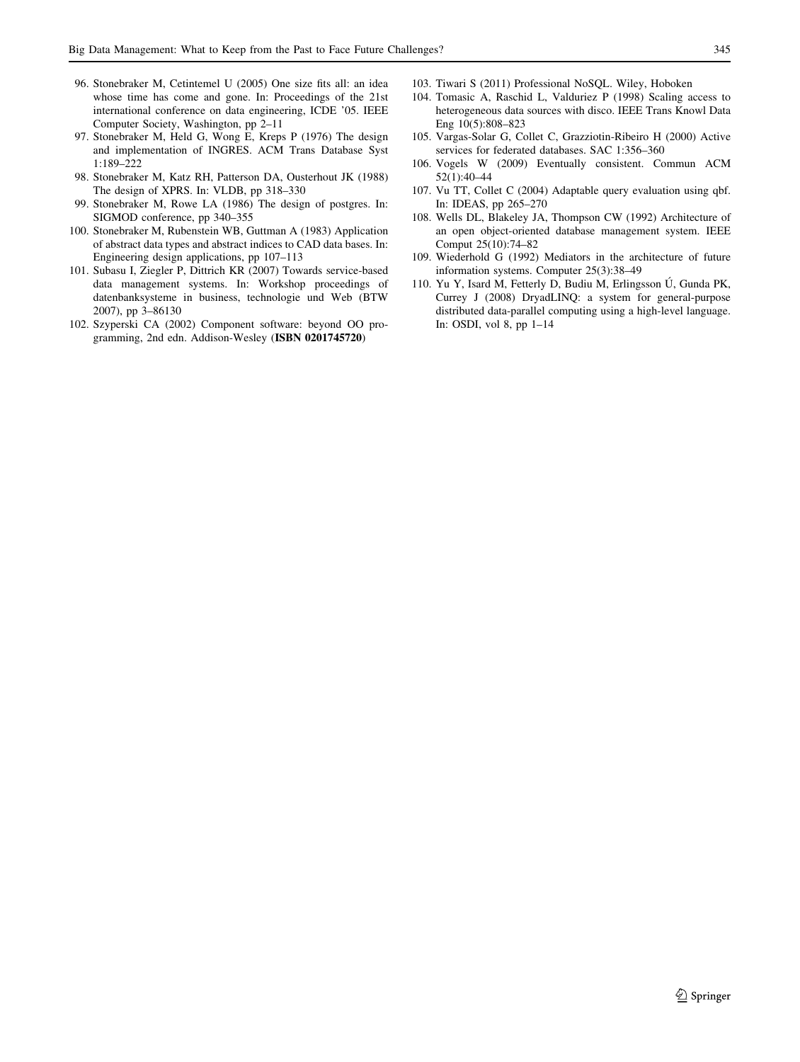96. Stonebraker M, Cetintemel U (2005) One size fits all: an idea whose time has come and gone. In: Proceedings of the 21st international conference on data engineering, ICDE '05. IEEE Computer Society, Washington, pp 2–11
97. Stonebraker M, Held G, Wong E, Kreps P (1976) The design and implementation of INGRES. ACM Trans Database Syst 1:189–222
98. Stonebraker M, Katz RH, Patterson DA, Ousterhout JK (1988) The design of XPRS. In: VLDB, pp 318–330
99. Stonebraker M, Rowe LA (1986) The design of postgres. In: SIGMOD conference, pp 340–355
100. Stonebraker M, Rubenstein WB, Guttman A (1983) Application of abstract data types and abstract indices to CAD data bases. In: Engineering design applications, pp 107–113
101. Subasu I, Ziegler P, Dittrich KR (2007) Towards service-based data management systems. In: Workshop proceedings of datenbanksysteme in business, technologie und Web (BTW 2007), pp 3–86130
102. Szyperski CA (2002) Component software: beyond OO programming, 2nd edn. Addison-Wesley (**ISBN 0201745720**)
103. Tiwari S (2011) Professional NoSQL. Wiley, Hoboken
104. Tomasic A, Raschid L, Valduriez P (1998) Scaling access to heterogeneous data sources with disco. IEEE Trans Knowl Data Eng 10(5):808–823
105. Vargas-Solar G, Collet C, Grazziotin-Ribeiro H (2000) Active services for federated databases. SAC 1:356–360
106. Vogels W (2009) Eventually consistent. Commun ACM 52(1):40–44
107. Vu TT, Collet C (2004) Adaptable query evaluation using qbf. In: IDEAS, pp 265–270
108. Wells DL, Blakeley JA, Thompson CW (1992) Architecture of an open object-oriented database management system. IEEE Comput 25(10):74–82
109. Wiederhold G (1992) Mediators in the architecture of future information systems. Computer 25(3):38–49
110. Yu Y, Isard M, Fetterly D, Budiu M, Erlingsson Ú, Gunda PK, Currey J (2008) DryadLINQ: a system for general-purpose distributed data-parallel computing using a high-level language. In: OSDI, vol 8, pp 1–14